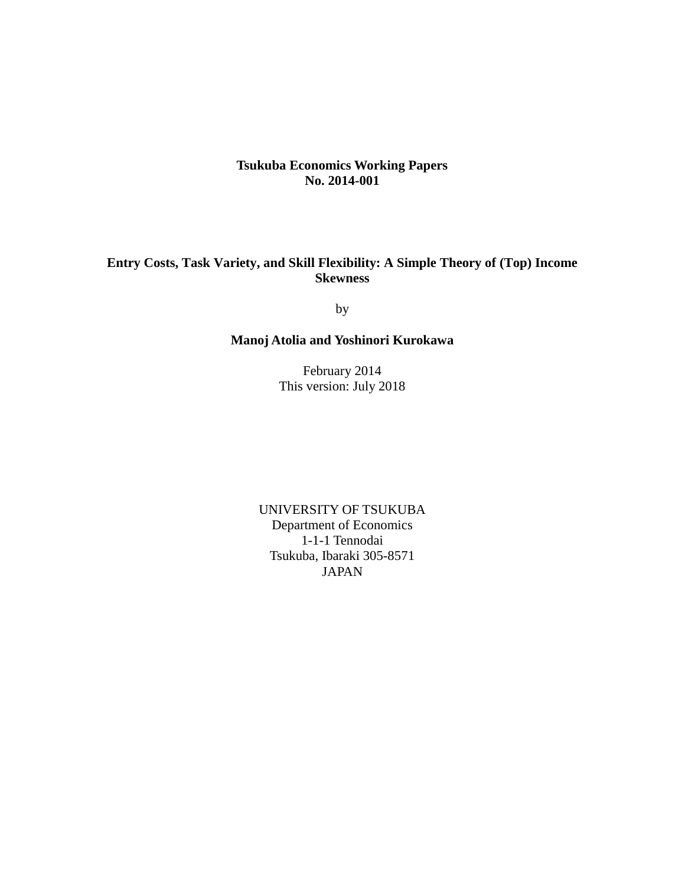**Tsukuba Economics Working Papers**
**No. 2014-001**

# Entry Costs, Task Variety, and Skill Flexibility: A Simple Theory of (Top) Income Skewness

by

**Manoj Atolia and Yoshinori Kurokawa**

February 2014
This version: July 2018

UNIVERSITY OF TSUKUBA
Department of Economics
1-1-1 Tennodai
Tsukuba, Ibaraki 305-8571
JAPAN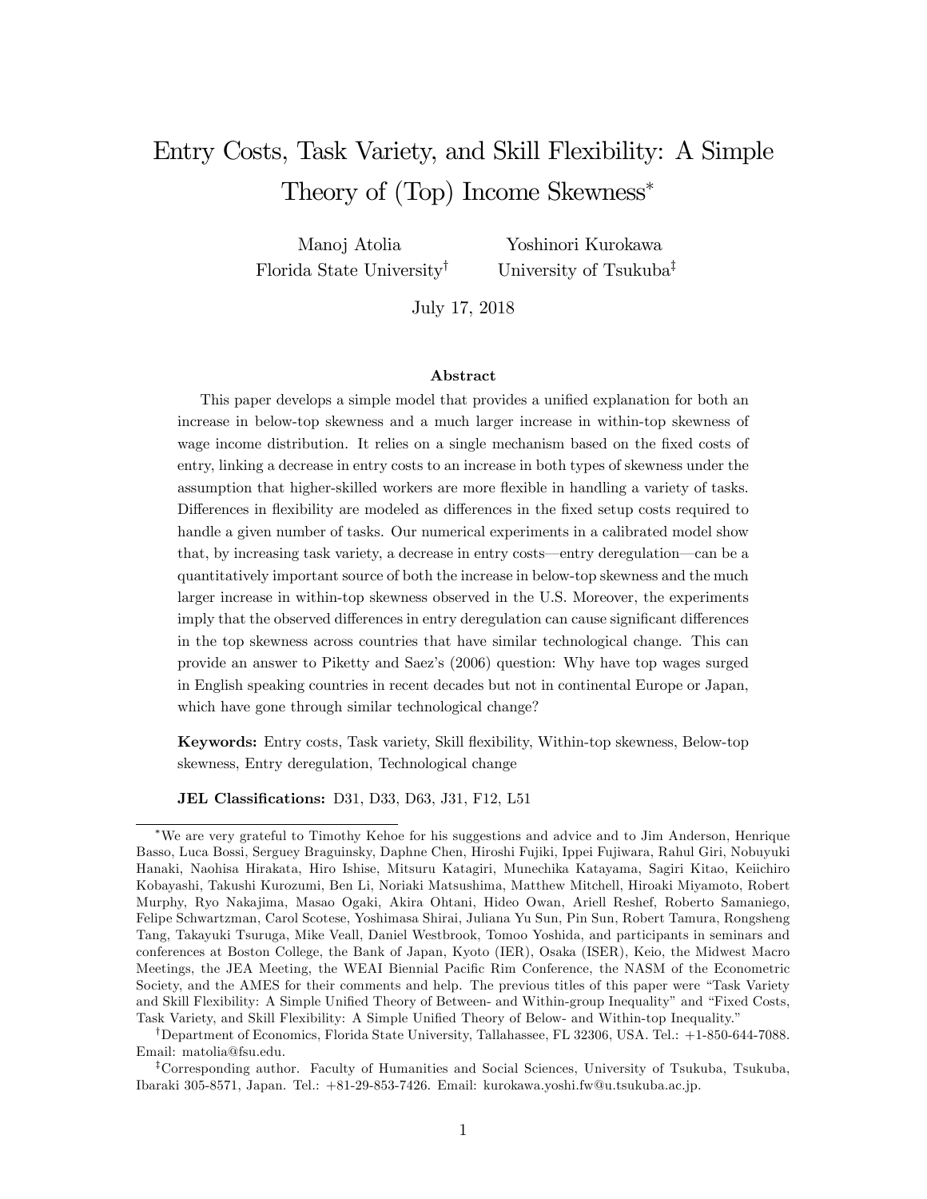# Entry Costs, Task Variety, and Skill Flexibility: A Simple Theory of (Top) Income Skewness*

Manoj Atolia
Florida State University[†]

Yoshinori Kurokawa
University of Tsukuba[‡]

July 17, 2018

### Abstract

This paper develops a simple model that provides a unified explanation for both an increase in below-top skewness and a much larger increase in within-top skewness of wage income distribution. It relies on a single mechanism based on the fixed costs of entry, linking a decrease in entry costs to an increase in both types of skewness under the assumption that higher-skilled workers are more flexible in handling a variety of tasks. Differences in flexibility are modeled as differences in the fixed setup costs required to handle a given number of tasks. Our numerical experiments in a calibrated model show that, by increasing task variety, a decrease in entry costs—entry deregulation—can be a quantitatively important source of both the increase in below-top skewness and the much larger increase in within-top skewness observed in the U.S. Moreover, the experiments imply that the observed differences in entry deregulation can cause significant differences in the top skewness across countries that have similar technological change. This can provide an answer to Piketty and Saez's (2006) question: Why have top wages surged in English speaking countries in recent decades but not in continental Europe or Japan, which have gone through similar technological change?

**Keywords:** Entry costs, Task variety, Skill flexibility, Within-top skewness, Below-top skewness, Entry deregulation, Technological change

**JEL Classifications:** D31, D33, D63, J31, F12, L51

---

*We are very grateful to Timothy Kehoe for his suggestions and advice and to Jim Anderson, Henrique Basso, Luca Bossi, Serguey Braguinsky, Daphne Chen, Hiroshi Fujiki, Ippei Fujiwara, Rahul Giri, Nobuyuki Hanaki, Naohisa Hirakata, Hiro Ishise, Mitsuru Katagiri, Munechika Katayama, Sagiri Kitao, Keiichiro Kobayashi, Takushi Kurozumi, Ben Li, Noriaki Matsushima, Matthew Mitchell, Hiroaki Miyamoto, Robert Murphy, Ryo Nakajima, Masao Ogaki, Akira Ohtani, Hideo Owan, Ariell Reshef, Roberto Samaniego, Felipe Schwartzman, Carol Scotese, Yoshimasa Shirai, Juliana Yu Sun, Pin Sun, Robert Tamura, Rongsheng Tang, Takayuki Tsuruga, Mike Veall, Daniel Westbrook, Tomoo Yoshida, and participants in seminars and conferences at Boston College, the Bank of Japan, Kyoto (IER), Osaka (ISER), Keio, the Midwest Macro Meetings, the JEA Meeting, the WEAI Biennial Pacific Rim Conference, the NASM of the Econometric Society, and the AMES for their comments and help. The previous titles of this paper were "Task Variety and Skill Flexibility: A Simple Unified Theory of Between- and Within-group Inequality" and "Fixed Costs, Task Variety, and Skill Flexibility: A Simple Unified Theory of Below- and Within-top Inequality."

[†]Department of Economics, Florida State University, Tallahassee, FL 32306, USA. Tel.: +1-850-644-7088. Email: matolia@fsu.edu.

[‡]Corresponding author. Faculty of Humanities and Social Sciences, University of Tsukuba, Tsukuba, Ibaraki 305-8571, Japan. Tel.: +81-29-853-7426. Email: kurokawa.yoshi.fw@u.tsukuba.ac.jp.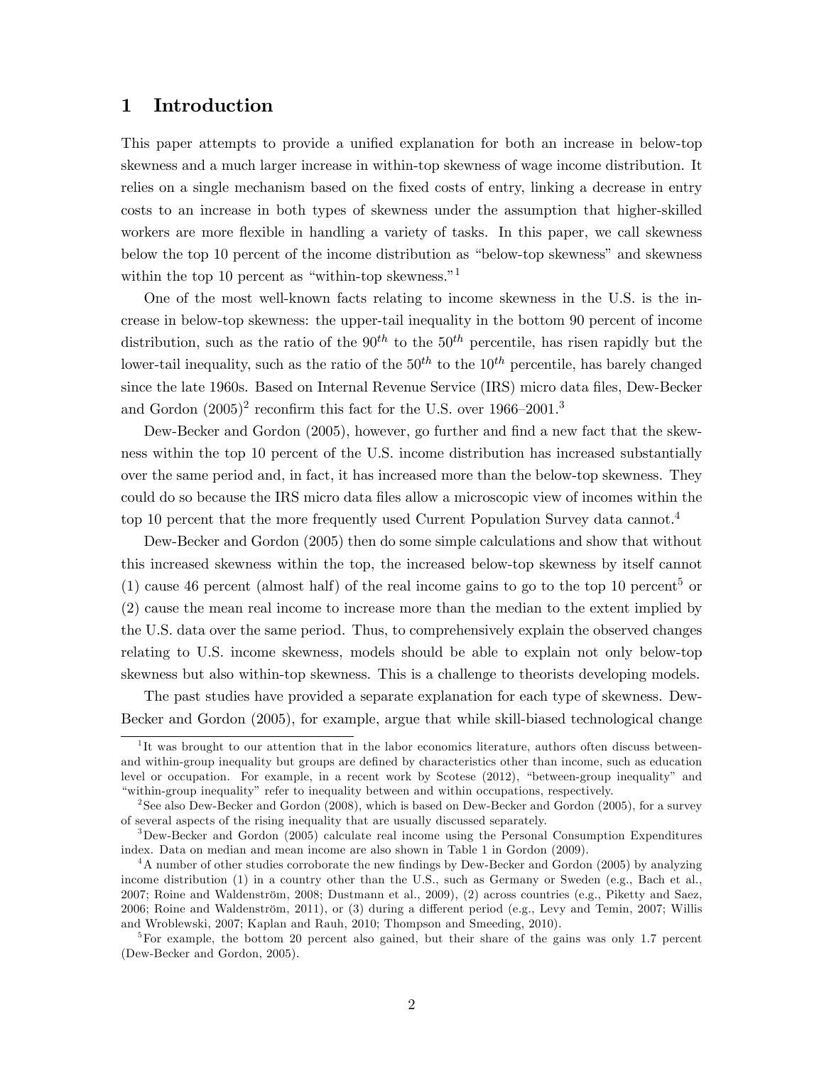# 1 Introduction

This paper attempts to provide a unified explanation for both an increase in below-top skewness and a much larger increase in within-top skewness of wage income distribution. It relies on a single mechanism based on the fixed costs of entry, linking a decrease in entry costs to an increase in both types of skewness under the assumption that higher-skilled workers are more flexible in handling a variety of tasks. In this paper, we call skewness below the top 10 percent of the income distribution as "below-top skewness" and skewness within the top 10 percent as "within-top skewness."[1]

One of the most well-known facts relating to income skewness in the U.S. is the increase in below-top skewness: the upper-tail inequality in the bottom 90 percent of income distribution, such as the ratio of the $90^{th}$ to the $50^{th}$ percentile, has risen rapidly but the lower-tail inequality, such as the ratio of the $50^{th}$ to the $10^{th}$ percentile, has barely changed since the late 1960s. Based on Internal Revenue Service (IRS) micro data files, Dew-Becker and Gordon (2005)[2] reconfirm this fact for the U.S. over 1966–2001.[3]

Dew-Becker and Gordon (2005), however, go further and find a new fact that the skewness within the top 10 percent of the U.S. income distribution has increased substantially over the same period and, in fact, it has increased more than the below-top skewness. They could do so because the IRS micro data files allow a microscopic view of incomes within the top 10 percent that the more frequently used Current Population Survey data cannot.[4]

Dew-Becker and Gordon (2005) then do some simple calculations and show that without this increased skewness within the top, the increased below-top skewness by itself cannot (1) cause 46 percent (almost half) of the real income gains to go to the top 10 percent[5] or (2) cause the mean real income to increase more than the median to the extent implied by the U.S. data over the same period. Thus, to comprehensively explain the observed changes relating to U.S. income skewness, models should be able to explain not only below-top skewness but also within-top skewness. This is a challenge to theorists developing models.

The past studies have provided a separate explanation for each type of skewness. Dew-Becker and Gordon (2005), for example, argue that while skill-biased technological change

---

[1] It was brought to our attention that in the labor economics literature, authors often discuss between- and within-group inequality but groups are defined by characteristics other than income, such as education level or occupation. For example, in a recent work by Scotese (2012), "between-group inequality" and "within-group inequality" refer to inequality between and within occupations, respectively.

[2] See also Dew-Becker and Gordon (2008), which is based on Dew-Becker and Gordon (2005), for a survey of several aspects of the rising inequality that are usually discussed separately.

[3] Dew-Becker and Gordon (2005) calculate real income using the Personal Consumption Expenditures index. Data on median and mean income are also shown in Table 1 in Gordon (2009).

[4] A number of other studies corroborate the new findings by Dew-Becker and Gordon (2005) by analyzing income distribution (1) in a country other than the U.S., such as Germany or Sweden (e.g., Bach et al., 2007; Roine and Waldenström, 2008; Dustmann et al., 2009), (2) across countries (e.g., Piketty and Saez, 2006; Roine and Waldenström, 2011), or (3) during a different period (e.g., Levy and Temin, 2007; Willis and Wroblewski, 2007; Kaplan and Rauh, 2010; Thompson and Smeeding, 2010).

[5] For example, the bottom 20 percent also gained, but their share of the gains was only 1.7 percent (Dew-Becker and Gordon, 2005).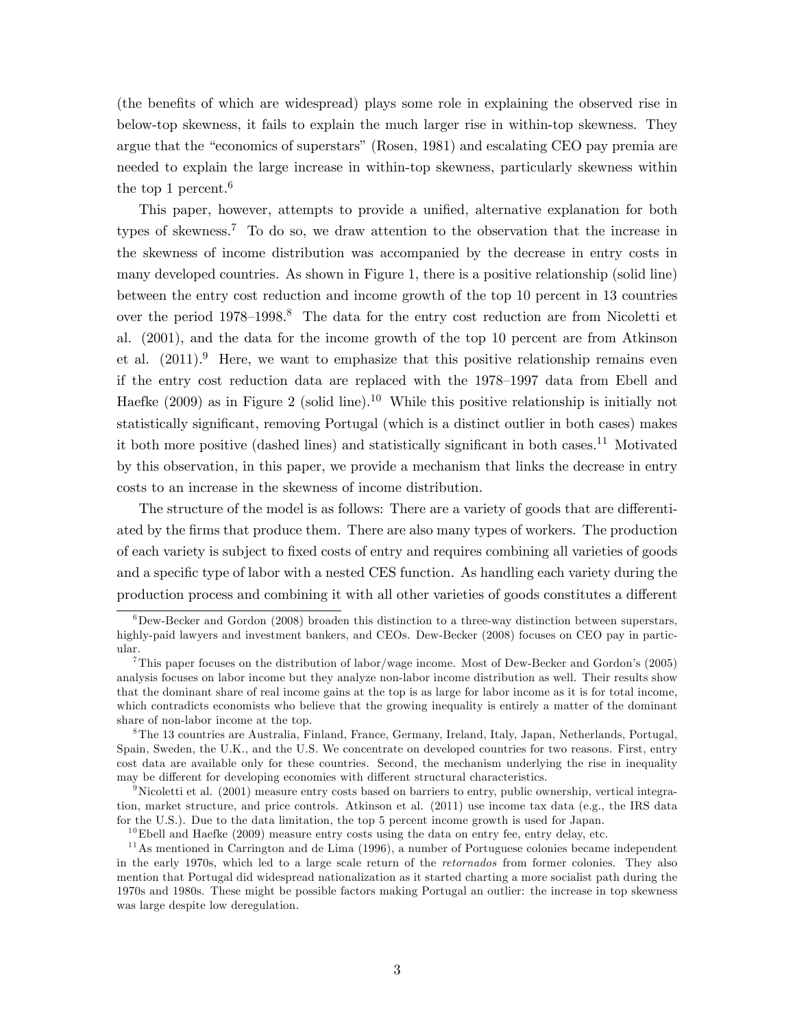(the benefits of which are widespread) plays some role in explaining the observed rise in below-top skewness, it fails to explain the much larger rise in within-top skewness. They argue that the "economics of superstars" (Rosen, 1981) and escalating CEO pay premia are needed to explain the large increase in within-top skewness, particularly skewness within the top 1 percent.[6]

This paper, however, attempts to provide a unified, alternative explanation for both types of skewness.[7] To do so, we draw attention to the observation that the increase in the skewness of income distribution was accompanied by the decrease in entry costs in many developed countries. As shown in Figure 1, there is a positive relationship (solid line) between the entry cost reduction and income growth of the top 10 percent in 13 countries over the period 1978–1998.[8] The data for the entry cost reduction are from Nicoletti et al. (2001), and the data for the income growth of the top 10 percent are from Atkinson et al. (2011).[9] Here, we want to emphasize that this positive relationship remains even if the entry cost reduction data are replaced with the 1978–1997 data from Ebell and Haefke (2009) as in Figure 2 (solid line).[10] While this positive relationship is initially not statistically significant, removing Portugal (which is a distinct outlier in both cases) makes it both more positive (dashed lines) and statistically significant in both cases.[11] Motivated by this observation, in this paper, we provide a mechanism that links the decrease in entry costs to an increase in the skewness of income distribution.

The structure of the model is as follows: There are a variety of goods that are differentiated by the firms that produce them. There are also many types of workers. The production of each variety is subject to fixed costs of entry and requires combining all varieties of goods and a specific type of labor with a nested CES function. As handling each variety during the production process and combining it with all other varieties of goods constitutes a different

---

[6] Dew-Becker and Gordon (2008) broaden this distinction to a three-way distinction between superstars, highly-paid lawyers and investment bankers, and CEOs. Dew-Becker (2008) focuses on CEO pay in particular.

[7] This paper focuses on the distribution of labor/wage income. Most of Dew-Becker and Gordon's (2005) analysis focuses on labor income but they analyze non-labor income distribution as well. Their results show that the dominant share of real income gains at the top is as large for labor income as it is for total income, which contradicts economists who believe that the growing inequality is entirely a matter of the dominant share of non-labor income at the top.

[8] The 13 countries are Australia, Finland, France, Germany, Ireland, Italy, Japan, Netherlands, Portugal, Spain, Sweden, the U.K., and the U.S. We concentrate on developed countries for two reasons. First, entry cost data are available only for these countries. Second, the mechanism underlying the rise in inequality may be different for developing economies with different structural characteristics.

[9] Nicoletti et al. (2001) measure entry costs based on barriers to entry, public ownership, vertical integration, market structure, and price controls. Atkinson et al. (2011) use income tax data (e.g., the IRS data for the U.S.). Due to the data limitation, the top 5 percent income growth is used for Japan.

[10] Ebell and Haefke (2009) measure entry costs using the data on entry fee, entry delay, etc.

[11] As mentioned in Carrington and de Lima (1996), a number of Portuguese colonies became independent in the early 1970s, which led to a large scale return of the *retornados* from former colonies. They also mention that Portugal did widespread nationalization as it started charting a more socialist path during the 1970s and 1980s. These might be possible factors making Portugal an outlier: the increase in top skewness was large despite low deregulation.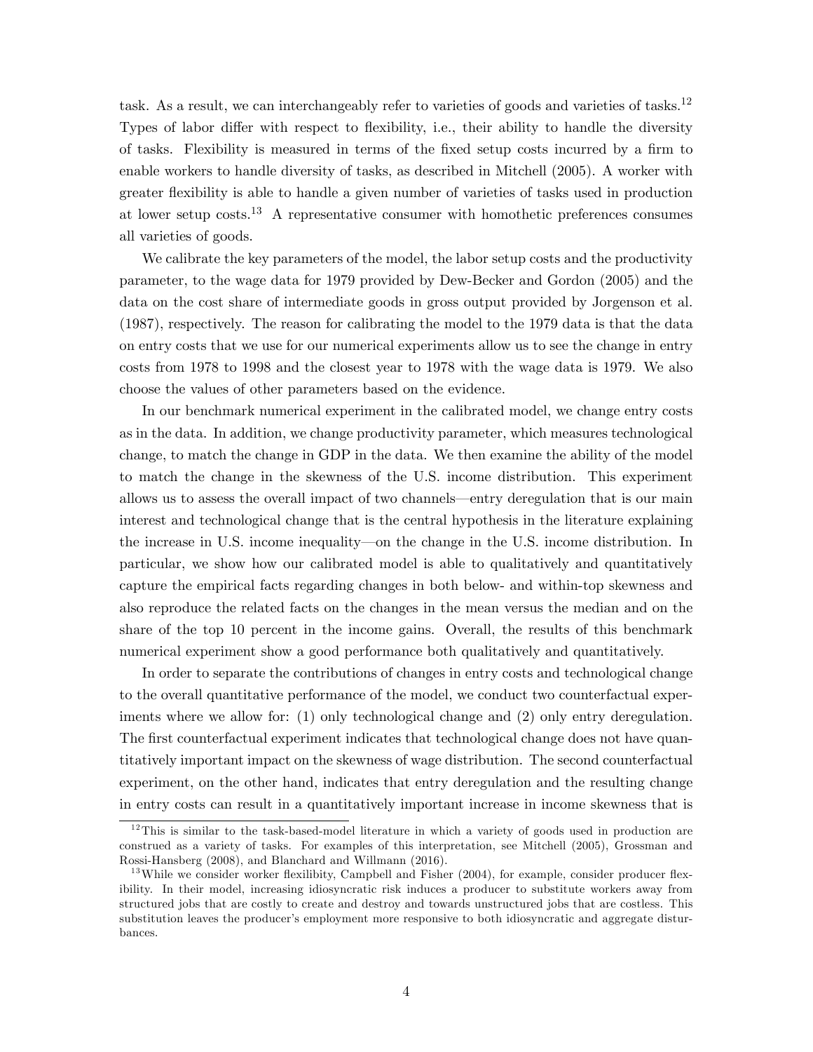task. As a result, we can interchangeably refer to varieties of goods and varieties of tasks.[12] Types of labor differ with respect to flexibility, i.e., their ability to handle the diversity of tasks. Flexibility is measured in terms of the fixed setup costs incurred by a firm to enable workers to handle diversity of tasks, as described in Mitchell (2005). A worker with greater flexibility is able to handle a given number of varieties of tasks used in production at lower setup costs.[13] A representative consumer with homothetic preferences consumes all varieties of goods.

We calibrate the key parameters of the model, the labor setup costs and the productivity parameter, to the wage data for 1979 provided by Dew-Becker and Gordon (2005) and the data on the cost share of intermediate goods in gross output provided by Jorgenson et al. (1987), respectively. The reason for calibrating the model to the 1979 data is that the data on entry costs that we use for our numerical experiments allow us to see the change in entry costs from 1978 to 1998 and the closest year to 1978 with the wage data is 1979. We also choose the values of other parameters based on the evidence.

In our benchmark numerical experiment in the calibrated model, we change entry costs as in the data. In addition, we change productivity parameter, which measures technological change, to match the change in GDP in the data. We then examine the ability of the model to match the change in the skewness of the U.S. income distribution. This experiment allows us to assess the overall impact of two channels—entry deregulation that is our main interest and technological change that is the central hypothesis in the literature explaining the increase in U.S. income inequality—on the change in the U.S. income distribution. In particular, we show how our calibrated model is able to qualitatively and quantitatively capture the empirical facts regarding changes in both below- and within-top skewness and also reproduce the related facts on the changes in the mean versus the median and on the share of the top 10 percent in the income gains. Overall, the results of this benchmark numerical experiment show a good performance both qualitatively and quantitatively.

In order to separate the contributions of changes in entry costs and technological change to the overall quantitative performance of the model, we conduct two counterfactual experiments where we allow for: (1) only technological change and (2) only entry deregulation. The first counterfactual experiment indicates that technological change does not have quantitatively important impact on the skewness of wage distribution. The second counterfactual experiment, on the other hand, indicates that entry deregulation and the resulting change in entry costs can result in a quantitatively important increase in income skewness that is

[12] This is similar to the task-based-model literature in which a variety of goods used in production are construed as a variety of tasks. For examples of this interpretation, see Mitchell (2005), Grossman and Rossi-Hansberg (2008), and Blanchard and Willmann (2016).

[13] While we consider worker flexilibity, Campbell and Fisher (2004), for example, consider producer flexibility. In their model, increasing idiosyncratic risk induces a producer to substitute workers away from structured jobs that are costly to create and destroy and towards unstructured jobs that are costless. This substitution leaves the producer's employment more responsive to both idiosyncratic and aggregate disturbances.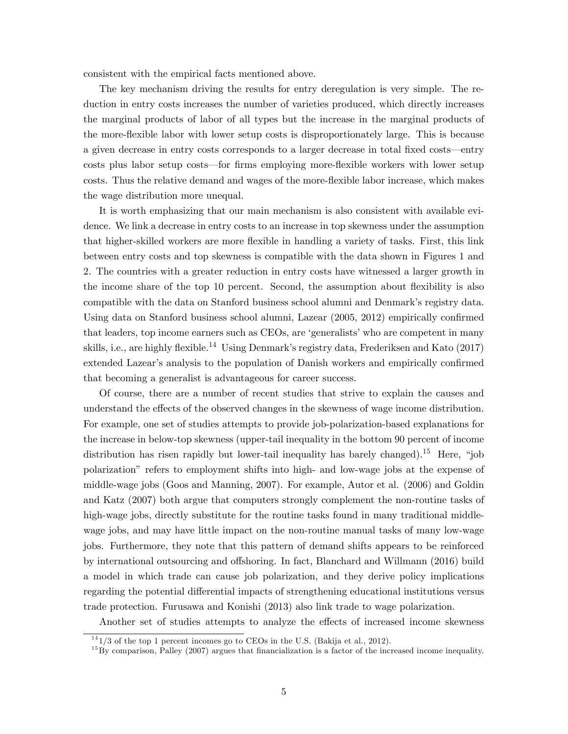consistent with the empirical facts mentioned above.

The key mechanism driving the results for entry deregulation is very simple. The reduction in entry costs increases the number of varieties produced, which directly increases the marginal products of labor of all types but the increase in the marginal products of the more-flexible labor with lower setup costs is disproportionately large. This is because a given decrease in entry costs corresponds to a larger decrease in total fixed costs—entry costs plus labor setup costs—for firms employing more-flexible workers with lower setup costs. Thus the relative demand and wages of the more-flexible labor increase, which makes the wage distribution more unequal.

It is worth emphasizing that our main mechanism is also consistent with available evidence. We link a decrease in entry costs to an increase in top skewness under the assumption that higher-skilled workers are more flexible in handling a variety of tasks. First, this link between entry costs and top skewness is compatible with the data shown in Figures 1 and 2. The countries with a greater reduction in entry costs have witnessed a larger growth in the income share of the top 10 percent. Second, the assumption about flexibility is also compatible with the data on Stanford business school alumni and Denmark's registry data. Using data on Stanford business school alumni, Lazear (2005, 2012) empirically confirmed that leaders, top income earners such as CEOs, are 'generalists' who are competent in many skills, i.e., are highly flexible.[14] Using Denmark's registry data, Frederiksen and Kato (2017) extended Lazear's analysis to the population of Danish workers and empirically confirmed that becoming a generalist is advantageous for career success.

Of course, there are a number of recent studies that strive to explain the causes and understand the effects of the observed changes in the skewness of wage income distribution. For example, one set of studies attempts to provide job-polarization-based explanations for the increase in below-top skewness (upper-tail inequality in the bottom 90 percent of income distribution has risen rapidly but lower-tail inequality has barely changed).[15] Here, "job polarization" refers to employment shifts into high- and low-wage jobs at the expense of middle-wage jobs (Goos and Manning, 2007). For example, Autor et al. (2006) and Goldin and Katz (2007) both argue that computers strongly complement the non-routine tasks of high-wage jobs, directly substitute for the routine tasks found in many traditional middle-wage jobs, and may have little impact on the non-routine manual tasks of many low-wage jobs. Furthermore, they note that this pattern of demand shifts appears to be reinforced by international outsourcing and offshoring. In fact, Blanchard and Willmann (2016) build a model in which trade can cause job polarization, and they derive policy implications regarding the potential differential impacts of strengthening educational institutions versus trade protection. Furusawa and Konishi (2013) also link trade to wage polarization.

Another set of studies attempts to analyze the effects of increased income skewness

[14] 1/3 of the top 1 percent incomes go to CEOs in the U.S. (Bakija et al., 2012).

[15] By comparison, Palley (2007) argues that financialization is a factor of the increased income inequality.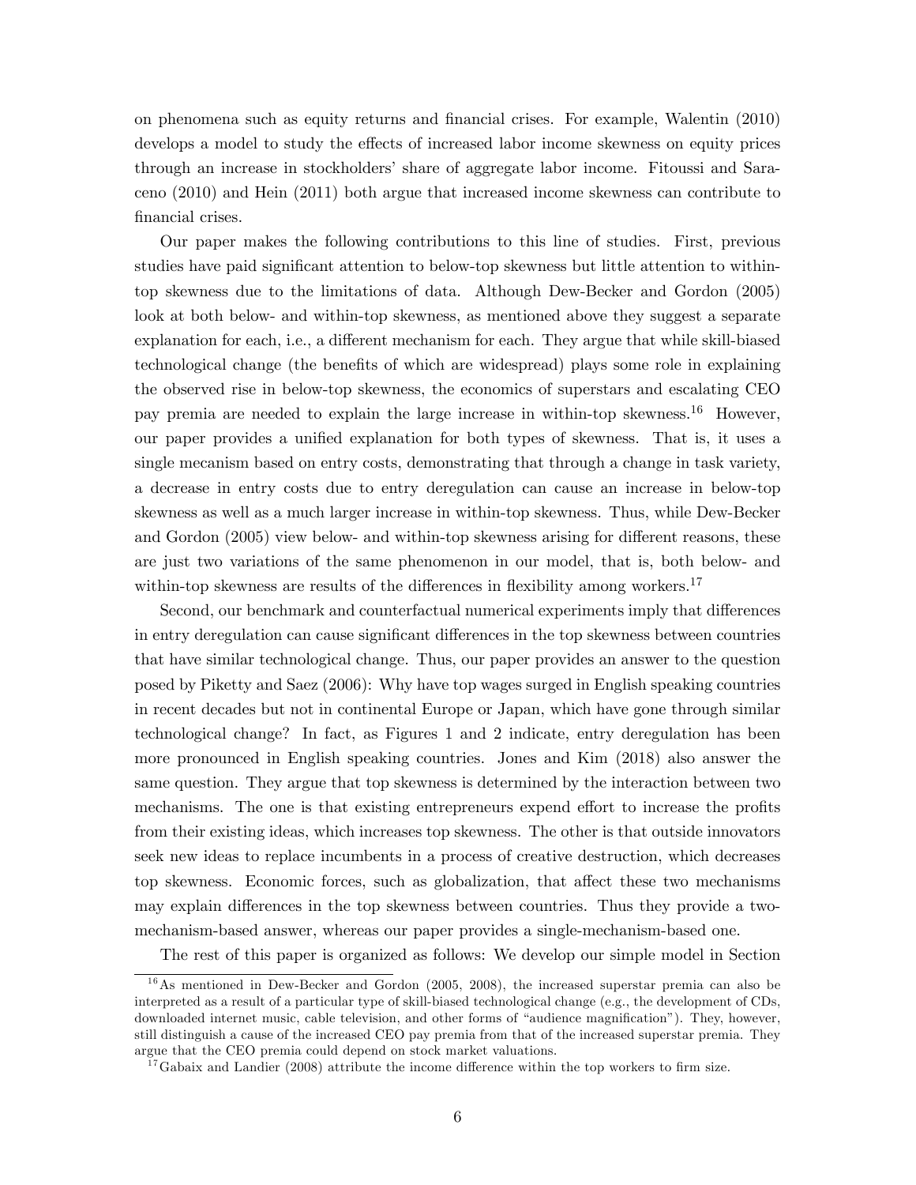on phenomena such as equity returns and financial crises. For example, Walentin (2010) develops a model to study the effects of increased labor income skewness on equity prices through an increase in stockholders' share of aggregate labor income. Fitoussi and Saraceno (2010) and Hein (2011) both argue that increased income skewness can contribute to financial crises.

Our paper makes the following contributions to this line of studies. First, previous studies have paid significant attention to below-top skewness but little attention to within-top skewness due to the limitations of data. Although Dew-Becker and Gordon (2005) look at both below- and within-top skewness, as mentioned above they suggest a separate explanation for each, i.e., a different mechanism for each. They argue that while skill-biased technological change (the benefits of which are widespread) plays some role in explaining the observed rise in below-top skewness, the economics of superstars and escalating CEO pay premia are needed to explain the large increase in within-top skewness.[16] However, our paper provides a unified explanation for both types of skewness. That is, it uses a single mecanism based on entry costs, demonstrating that through a change in task variety, a decrease in entry costs due to entry deregulation can cause an increase in below-top skewness as well as a much larger increase in within-top skewness. Thus, while Dew-Becker and Gordon (2005) view below- and within-top skewness arising for different reasons, these are just two variations of the same phenomenon in our model, that is, both below- and within-top skewness are results of the differences in flexibility among workers.[17]

Second, our benchmark and counterfactual numerical experiments imply that differences in entry deregulation can cause significant differences in the top skewness between countries that have similar technological change. Thus, our paper provides an answer to the question posed by Piketty and Saez (2006): Why have top wages surged in English speaking countries in recent decades but not in continental Europe or Japan, which have gone through similar technological change? In fact, as Figures 1 and 2 indicate, entry deregulation has been more pronounced in English speaking countries. Jones and Kim (2018) also answer the same question. They argue that top skewness is determined by the interaction between two mechanisms. The one is that existing entrepreneurs expend effort to increase the profits from their existing ideas, which increases top skewness. The other is that outside innovators seek new ideas to replace incumbents in a process of creative destruction, which decreases top skewness. Economic forces, such as globalization, that affect these two mechanisms may explain differences in the top skewness between countries. Thus they provide a two-mechanism-based answer, whereas our paper provides a single-mechanism-based one.

The rest of this paper is organized as follows: We develop our simple model in Section

[16] As mentioned in Dew-Becker and Gordon (2005, 2008), the increased superstar premia can also be interpreted as a result of a particular type of skill-biased technological change (e.g., the development of CDs, downloaded internet music, cable television, and other forms of "audience magnification"). They, however, still distinguish a cause of the increased CEO pay premia from that of the increased superstar premia. They argue that the CEO premia could depend on stock market valuations.

[17] Gabaix and Landier (2008) attribute the income difference within the top workers to firm size.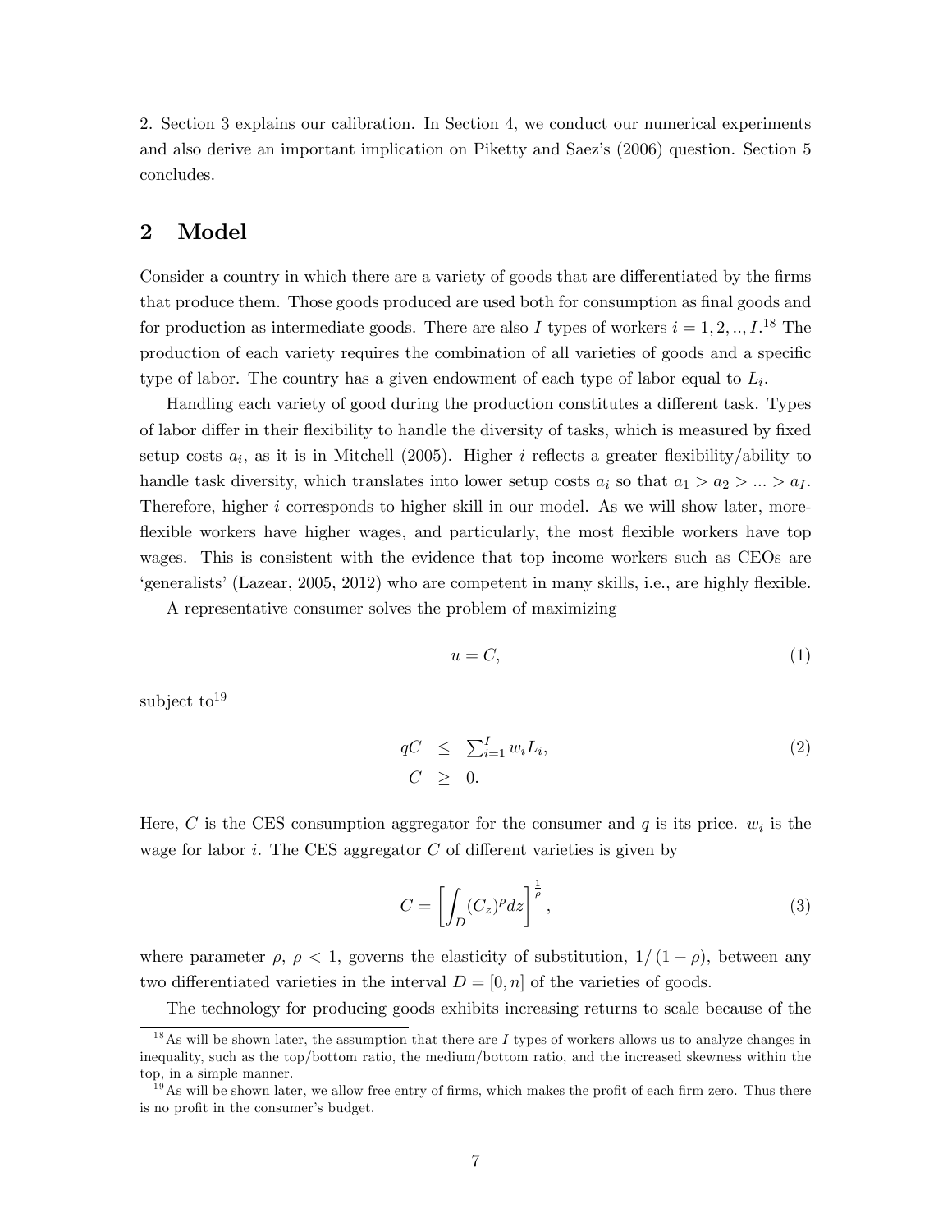2. Section 3 explains our calibration. In Section 4, we conduct our numerical experiments and also derive an important implication on Piketty and Saez's (2006) question. Section 5 concludes.

## 2 Model

Consider a country in which there are a variety of goods that are differentiated by the firms that produce them. Those goods produced are used both for consumption as final goods and for production as intermediate goods. There are also $I$ types of workers $i = 1, 2, .., I$.[18] The production of each variety requires the combination of all varieties of goods and a specific type of labor. The country has a given endowment of each type of labor equal to $L_i$.

Handling each variety of good during the production constitutes a different task. Types of labor differ in their flexibility to handle the diversity of tasks, which is measured by fixed setup costs $a_i$, as it is in Mitchell (2005). Higher $i$ reflects a greater flexibility/ability to handle task diversity, which translates into lower setup costs $a_i$ so that $a_1 > a_2 > ... > a_I$. Therefore, higher $i$ corresponds to higher skill in our model. As we will show later, more-flexible workers have higher wages, and particularly, the most flexible workers have top wages. This is consistent with the evidence that top income workers such as CEOs are 'generalists' (Lazear, 2005, 2012) who are competent in many skills, i.e., are highly flexible.

A representative consumer solves the problem of maximizing

$$u = C, \tag{1}$$

subject to[19]

$$\begin{aligned} qC &\leq \textstyle\sum_{i=1}^{I} w_i L_i, \\ C &\geq 0. \end{aligned} \tag{2}$$

Here, $C$ is the CES consumption aggregator for the consumer and $q$ is its price. $w_i$ is the wage for labor $i$. The CES aggregator $C$ of different varieties is given by

$$C = \left[ \int_D (C_z)^\rho dz \right]^{\frac{1}{\rho}}, \tag{3}$$

where parameter $\rho$, $\rho < 1$, governs the elasticity of substitution, $1/(1-\rho)$, between any two differentiated varieties in the interval $D = [0, n]$ of the varieties of goods.

The technology for producing goods exhibits increasing returns to scale because of the

[18] As will be shown later, the assumption that there are $I$ types of workers allows us to analyze changes in inequality, such as the top/bottom ratio, the medium/bottom ratio, and the increased skewness within the top, in a simple manner.

[19] As will be shown later, we allow free entry of firms, which makes the profit of each firm zero. Thus there is no profit in the consumer's budget.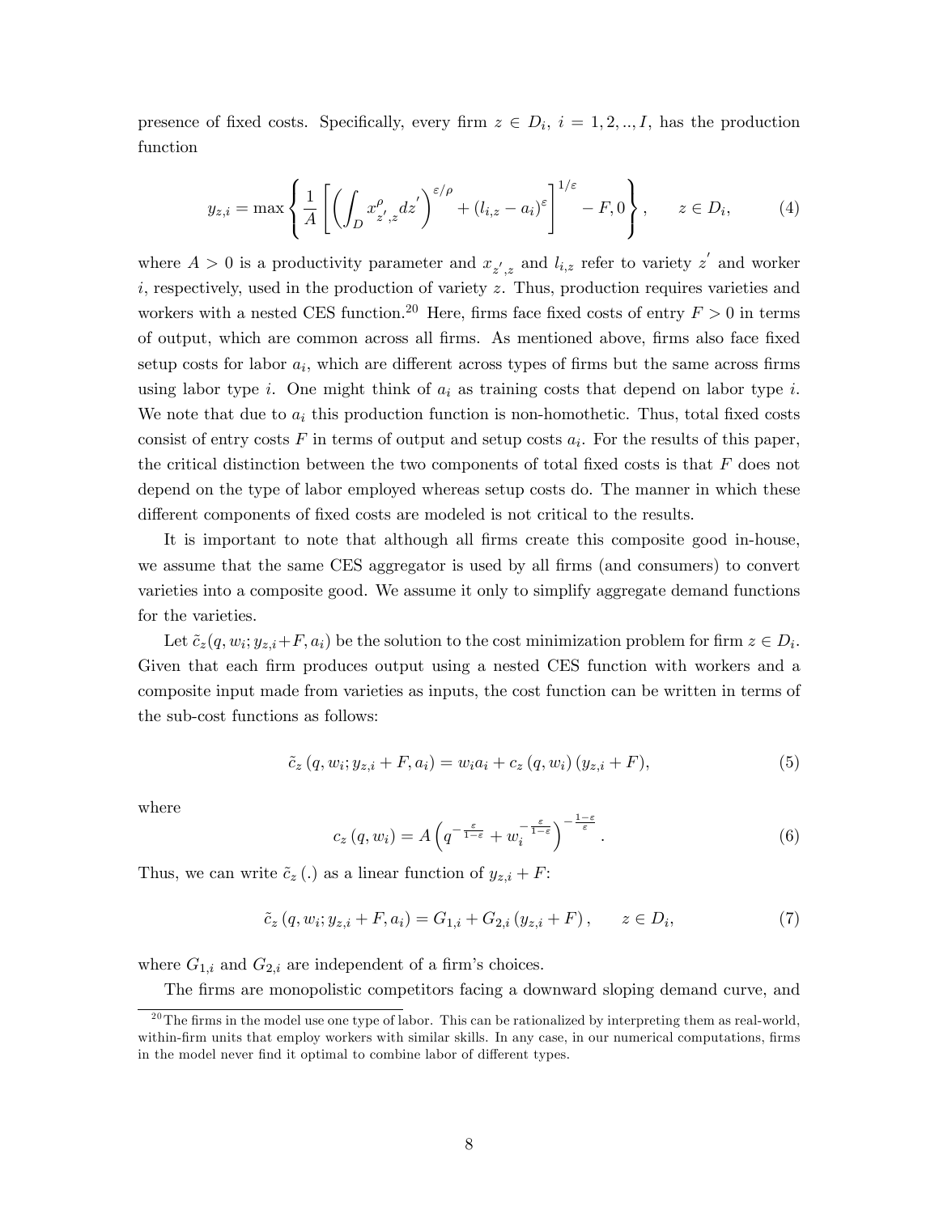presence of fixed costs. Specifically, every firm $z \in D_i$, $i = 1, 2, .., I$, has the production function

$$y_{z,i} = \max \left\{ \frac{1}{A} \left[ \left( \int_D x^{\rho}_{z',z} dz' \right)^{\varepsilon/\rho} + (l_{i,z} - a_i)^{\varepsilon} \right]^{1/\varepsilon} - F, 0 \right\}, \qquad z \in D_i, \tag{4}$$

where $A > 0$ is a productivity parameter and $x_{z',z}$ and $l_{i,z}$ refer to variety $z'$ and worker $i$, respectively, used in the production of variety $z$. Thus, production requires varieties and workers with a nested CES function.[20] Here, firms face fixed costs of entry $F > 0$ in terms of output, which are common across all firms. As mentioned above, firms also face fixed setup costs for labor $a_i$, which are different across types of firms but the same across firms using labor type $i$. One might think of $a_i$ as training costs that depend on labor type $i$. We note that due to $a_i$ this production function is non-homothetic. Thus, total fixed costs consist of entry costs $F$ in terms of output and setup costs $a_i$. For the results of this paper, the critical distinction between the two components of total fixed costs is that $F$ does not depend on the type of labor employed whereas setup costs do. The manner in which these different components of fixed costs are modeled is not critical to the results.

It is important to note that although all firms create this composite good in-house, we assume that the same CES aggregator is used by all firms (and consumers) to convert varieties into a composite good. We assume it only to simplify aggregate demand functions for the varieties.

Let $\tilde{c}_z(q, w_i; y_{z,i}+F, a_i)$ be the solution to the cost minimization problem for firm $z \in D_i$. Given that each firm produces output using a nested CES function with workers and a composite input made from varieties as inputs, the cost function can be written in terms of the sub-cost functions as follows:

$$\tilde{c}_z (q, w_i; y_{z,i} + F, a_i) = w_i a_i + c_z (q, w_i) (y_{z,i} + F), \tag{5}$$

where

$$c_z (q, w_i) = A \left( q^{-\frac{\varepsilon}{1-\varepsilon}} + w_i^{-\frac{\varepsilon}{1-\varepsilon}} \right)^{-\frac{1-\varepsilon}{\varepsilon}}. \tag{6}$$

Thus, we can write $\tilde{c}_z(.)$ as a linear function of $y_{z,i} + F$:

$$\tilde{c}_z (q, w_i; y_{z,i} + F, a_i) = G_{1,i} + G_{2,i} (y_{z,i} + F), \qquad z \in D_i, \tag{7}$$

where $G_{1,i}$ and $G_{2,i}$ are independent of a firm's choices.

The firms are monopolistic competitors facing a downward sloping demand curve, and

[20] The firms in the model use one type of labor. This can be rationalized by interpreting them as real-world, within-firm units that employ workers with similar skills. In any case, in our numerical computations, firms in the model never find it optimal to combine labor of different types.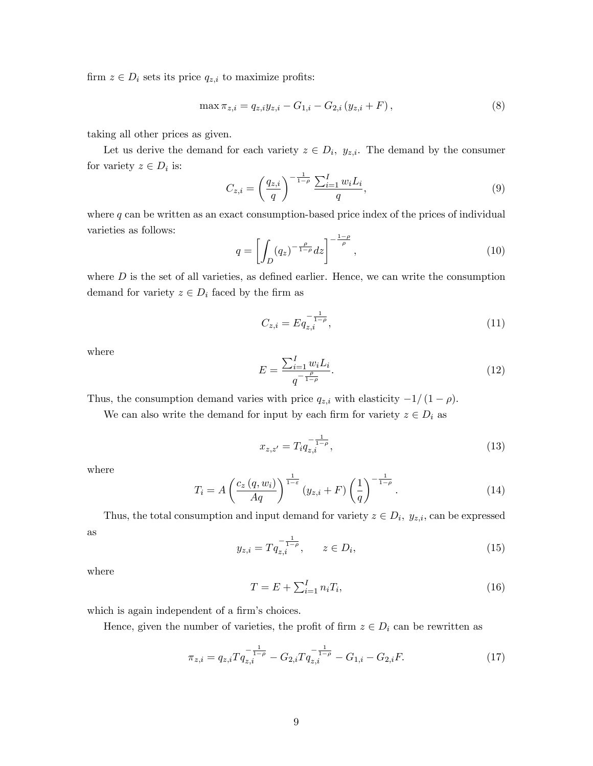firm $z \in D_i$ sets its price $q_{z,i}$ to maximize profits:

$$\max \pi_{z,i} = q_{z,i} y_{z,i} - G_{1,i} - G_{2,i} \left( y_{z,i} + F \right), \tag{8}$$

taking all other prices as given.

Let us derive the demand for each variety $z \in D_i$, $y_{z,i}$. The demand by the consumer for variety $z \in D_i$ is:

$$C_{z,i} = \left( \frac{q_{z,i}}{q} \right)^{-\frac{1}{1-\rho}} \frac{\sum_{i=1}^{I} w_i L_i}{q}, \tag{9}$$

where $q$ can be written as an exact consumption-based price index of the prices of individual varieties as follows:

$$q = \left[ \int_D (q_z)^{-\frac{\rho}{1-\rho}} dz \right]^{-\frac{1-\rho}{\rho}}, \tag{10}$$

where $D$ is the set of all varieties, as defined earlier. Hence, we can write the consumption demand for variety $z \in D_i$ faced by the firm as

$$C_{z,i} = E q_{z,i}^{-\frac{1}{1-\rho}}, \tag{11}$$

where

$$E = \frac{\sum_{i=1}^{I} w_i L_i}{q^{-\frac{\rho}{1-\rho}}}. \tag{12}$$

Thus, the consumption demand varies with price $q_{z,i}$ with elasticity $-1/(1-\rho)$.

We can also write the demand for input by each firm for variety $z \in D_i$ as

$$x_{z,z'} = T_i q_{z,i}^{-\frac{1}{1-\rho}}, \tag{13}$$

where

$$T_i = A \left( \frac{c_z(q, w_i)}{Aq} \right)^{\frac{1}{1-\varepsilon}} \left( y_{z,i} + F \right) \left( \frac{1}{q} \right)^{-\frac{1}{1-\rho}}. \tag{14}$$

Thus, the total consumption and input demand for variety $z \in D_i$, $y_{z,i}$, can be expressed as

$$y_{z,i} = T q_{z,i}^{-\frac{1}{1-\rho}}, \qquad z \in D_i, \tag{15}$$

where

$$T = E + \textstyle\sum_{i=1}^{I} n_i T_i, \tag{16}$$

which is again independent of a firm's choices.

Hence, given the number of varieties, the profit of firm $z \in D_i$ can be rewritten as

$$\pi_{z,i} = q_{z,i} T q_{z,i}^{-\frac{1}{1-\rho}} - G_{2,i} T q_{z,i}^{-\frac{1}{1-\rho}} - G_{1,i} - G_{2,i} F. \tag{17}$$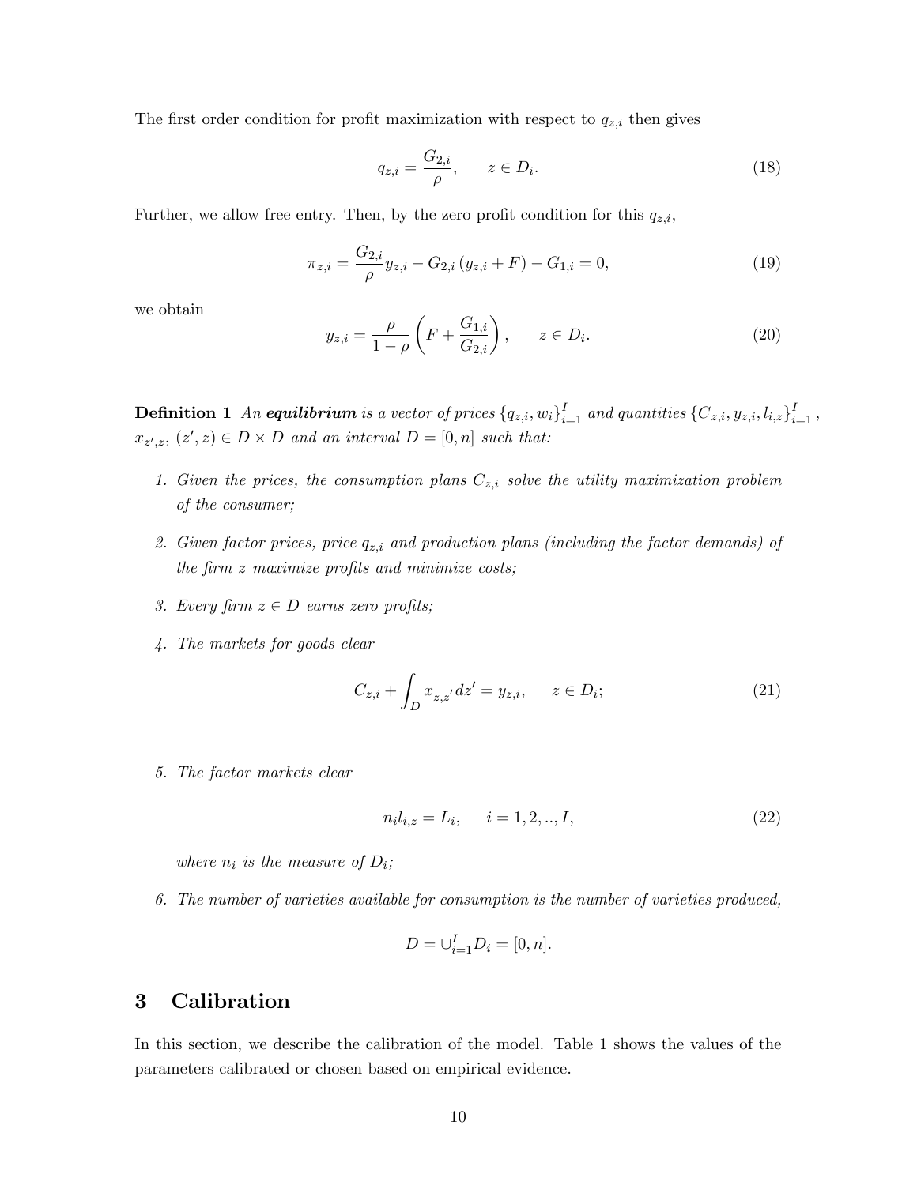The first order condition for profit maximization with respect to $q_{z,i}$ then gives

$$q_{z,i} = \frac{G_{2,i}}{\rho}, \qquad z \in D_i. \tag{18}$$

Further, we allow free entry. Then, by the zero profit condition for this $q_{z,i}$,

$$\pi_{z,i} = \frac{G_{2,i}}{\rho} y_{z,i} - G_{2,i}\left(y_{z,i} + F\right) - G_{1,i} = 0, \tag{19}$$

we obtain

$$y_{z,i} = \frac{\rho}{1-\rho}\left(F + \frac{G_{1,i}}{G_{2,i}}\right), \qquad z \in D_i. \tag{20}$$

**Definition 1** *An **equilibrium** is a vector of prices $\{q_{z,i}, w_i\}_{i=1}^{I}$ and quantities $\{C_{z,i}, y_{z,i}, l_{i,z}\}_{i=1}^{I}$, $x_{z',z}$, $(z', z) \in D \times D$ and an interval $D = [0, n]$ such that:*

1. *Given the prices, the consumption plans $C_{z,i}$ solve the utility maximization problem of the consumer;*
2. *Given factor prices, price $q_{z,i}$ and production plans (including the factor demands) of the firm $z$ maximize profits and minimize costs;*
3. *Every firm $z \in D$ earns zero profits;*
4. *The markets for goods clear*

$$C_{z,i} + \int_D x_{z,z'} dz' = y_{z,i}, \qquad z \in D_i; \tag{21}$$

5. *The factor markets clear*

$$n_i l_{i,z} = L_i, \qquad i = 1, 2, .., I, \tag{22}$$

*where $n_i$ is the measure of $D_i$;*

6. *The number of varieties available for consumption is the number of varieties produced,*

$$D = \cup_{i=1}^{I} D_i = [0, n].$$

## 3 Calibration

In this section, we describe the calibration of the model. Table 1 shows the values of the parameters calibrated or chosen based on empirical evidence.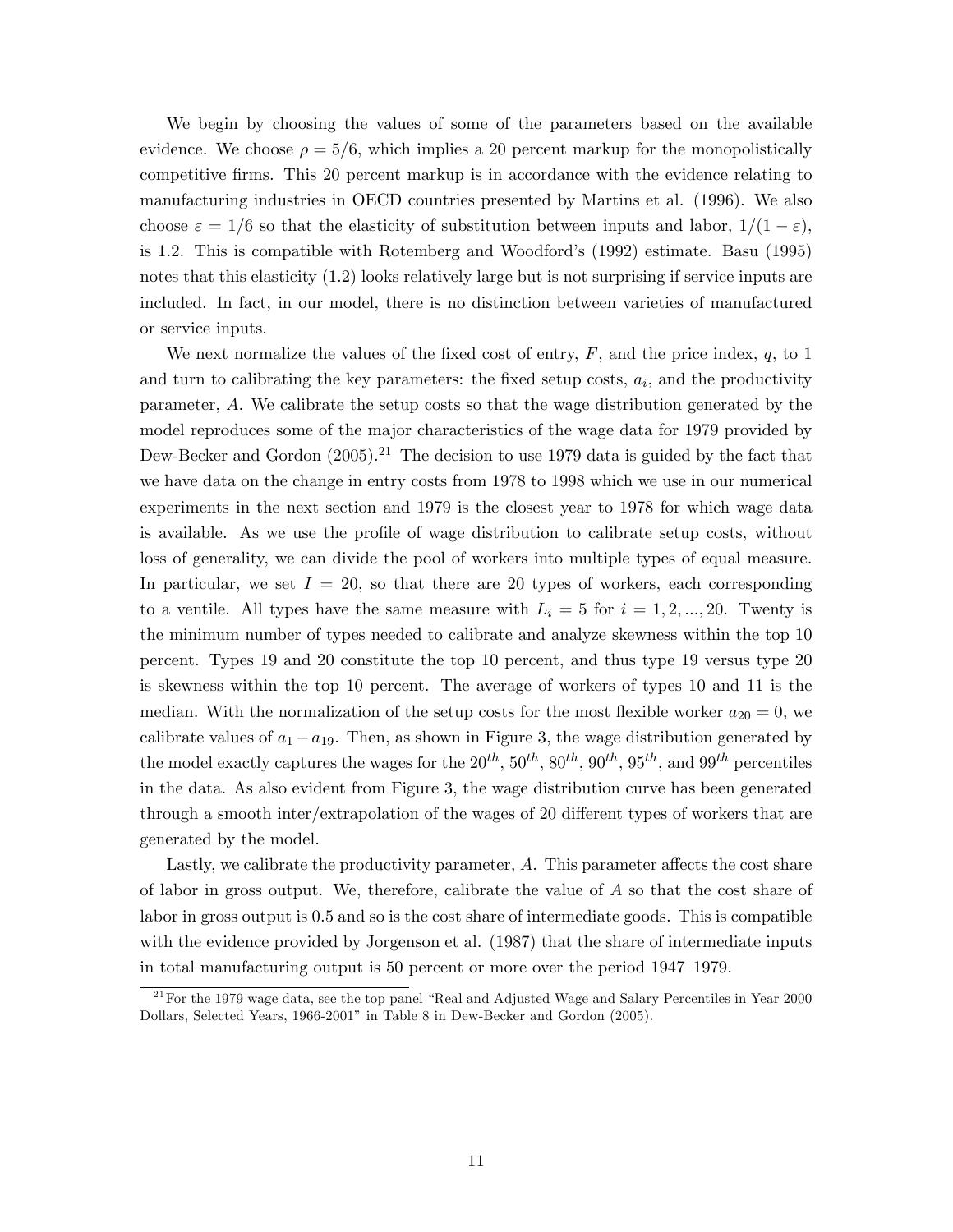We begin by choosing the values of some of the parameters based on the available evidence. We choose $\rho = 5/6$, which implies a 20 percent markup for the monopolistically competitive firms. This 20 percent markup is in accordance with the evidence relating to manufacturing industries in OECD countries presented by Martins et al. (1996). We also choose $\varepsilon = 1/6$ so that the elasticity of substitution between inputs and labor, $1/(1-\varepsilon)$, is 1.2. This is compatible with Rotemberg and Woodford's (1992) estimate. Basu (1995) notes that this elasticity (1.2) looks relatively large but is not surprising if service inputs are included. In fact, in our model, there is no distinction between varieties of manufactured or service inputs.

We next normalize the values of the fixed cost of entry, $F$, and the price index, $q$, to 1 and turn to calibrating the key parameters: the fixed setup costs, $a_i$, and the productivity parameter, $A$. We calibrate the setup costs so that the wage distribution generated by the model reproduces some of the major characteristics of the wage data for 1979 provided by Dew-Becker and Gordon (2005).[21] The decision to use 1979 data is guided by the fact that we have data on the change in entry costs from 1978 to 1998 which we use in our numerical experiments in the next section and 1979 is the closest year to 1978 for which wage data is available. As we use the profile of wage distribution to calibrate setup costs, without loss of generality, we can divide the pool of workers into multiple types of equal measure. In particular, we set $I = 20$, so that there are 20 types of workers, each corresponding to a ventile. All types have the same measure with $L_i = 5$ for $i = 1, 2, ..., 20$. Twenty is the minimum number of types needed to calibrate and analyze skewness within the top 10 percent. Types 19 and 20 constitute the top 10 percent, and thus type 19 versus type 20 is skewness within the top 10 percent. The average of workers of types 10 and 11 is the median. With the normalization of the setup costs for the most flexible worker $a_{20} = 0$, we calibrate values of $a_1 - a_{19}$. Then, as shown in Figure 3, the wage distribution generated by the model exactly captures the wages for the $20^{th}$, $50^{th}$, $80^{th}$, $90^{th}$, $95^{th}$, and $99^{th}$ percentiles in the data. As also evident from Figure 3, the wage distribution curve has been generated through a smooth inter/extrapolation of the wages of 20 different types of workers that are generated by the model.

Lastly, we calibrate the productivity parameter, $A$. This parameter affects the cost share of labor in gross output. We, therefore, calibrate the value of $A$ so that the cost share of labor in gross output is 0.5 and so is the cost share of intermediate goods. This is compatible with the evidence provided by Jorgenson et al. (1987) that the share of intermediate inputs in total manufacturing output is 50 percent or more over the period 1947–1979.

[21] For the 1979 wage data, see the top panel "Real and Adjusted Wage and Salary Percentiles in Year 2000 Dollars, Selected Years, 1966-2001" in Table 8 in Dew-Becker and Gordon (2005).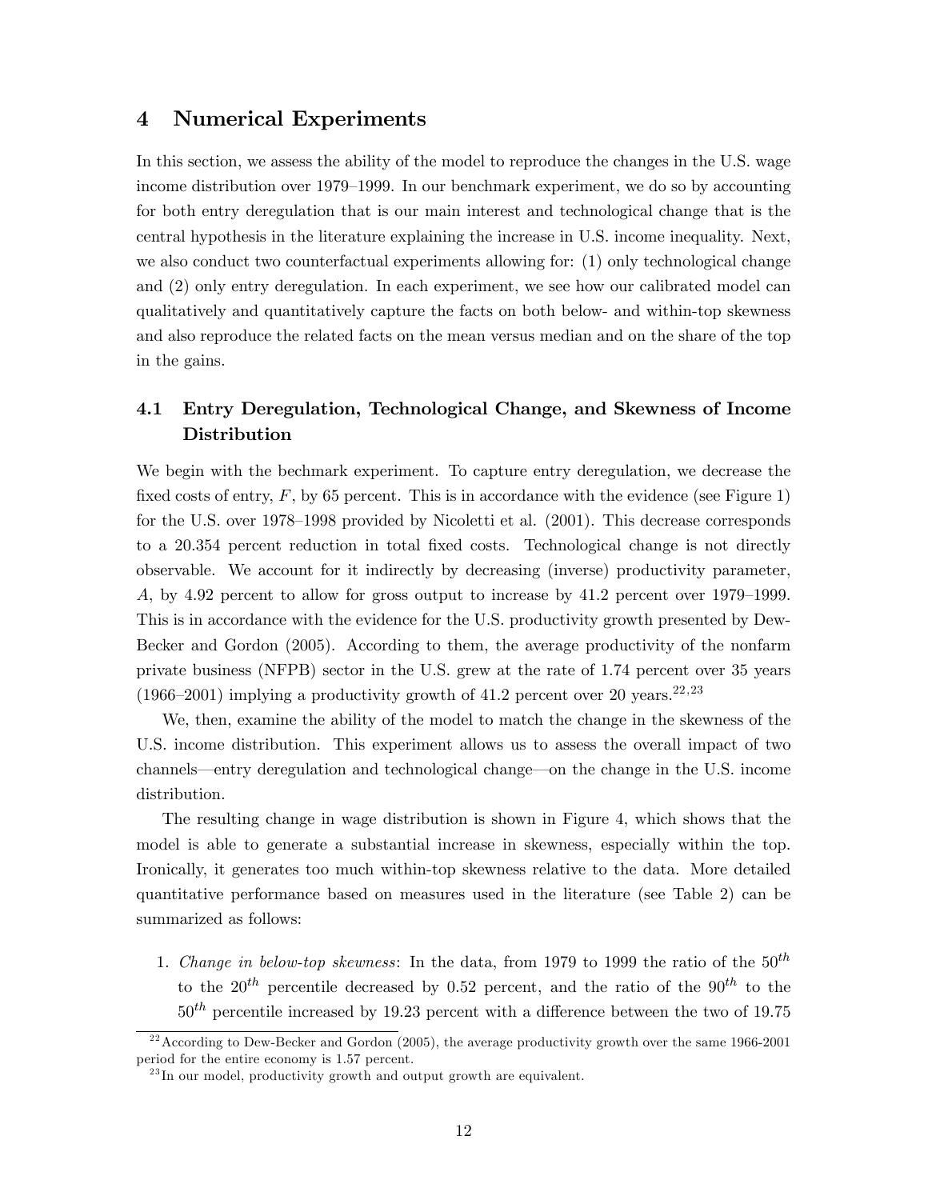# 4 Numerical Experiments

In this section, we assess the ability of the model to reproduce the changes in the U.S. wage income distribution over 1979–1999. In our benchmark experiment, we do so by accounting for both entry deregulation that is our main interest and technological change that is the central hypothesis in the literature explaining the increase in U.S. income inequality. Next, we also conduct two counterfactual experiments allowing for: (1) only technological change and (2) only entry deregulation. In each experiment, we see how our calibrated model can qualitatively and quantitatively capture the facts on both below- and within-top skewness and also reproduce the related facts on the mean versus median and on the share of the top in the gains.

## 4.1 Entry Deregulation, Technological Change, and Skewness of Income Distribution

We begin with the bechmark experiment. To capture entry deregulation, we decrease the fixed costs of entry, $F$, by 65 percent. This is in accordance with the evidence (see Figure 1) for the U.S. over 1978–1998 provided by Nicoletti et al. (2001). This decrease corresponds to a 20.354 percent reduction in total fixed costs. Technological change is not directly observable. We account for it indirectly by decreasing (inverse) productivity parameter, $A$, by 4.92 percent to allow for gross output to increase by 41.2 percent over 1979–1999. This is in accordance with the evidence for the U.S. productivity growth presented by Dew-Becker and Gordon (2005). According to them, the average productivity of the nonfarm private business (NFPB) sector in the U.S. grew at the rate of 1.74 percent over 35 years (1966–2001) implying a productivity growth of 41.2 percent over 20 years.[22,23]

We, then, examine the ability of the model to match the change in the skewness of the U.S. income distribution. This experiment allows us to assess the overall impact of two channels—entry deregulation and technological change—on the change in the U.S. income distribution.

The resulting change in wage distribution is shown in Figure 4, which shows that the model is able to generate a substantial increase in skewness, especially within the top. Ironically, it generates too much within-top skewness relative to the data. More detailed quantitative performance based on measures used in the literature (see Table 2) can be summarized as follows:

1. *Change in below-top skewness*: In the data, from 1979 to 1999 the ratio of the $50^{th}$ to the $20^{th}$ percentile decreased by 0.52 percent, and the ratio of the $90^{th}$ to the $50^{th}$ percentile increased by 19.23 percent with a difference between the two of 19.75

[22] According to Dew-Becker and Gordon (2005), the average productivity growth over the same 1966-2001 period for the entire economy is 1.57 percent.

[23] In our model, productivity growth and output growth are equivalent.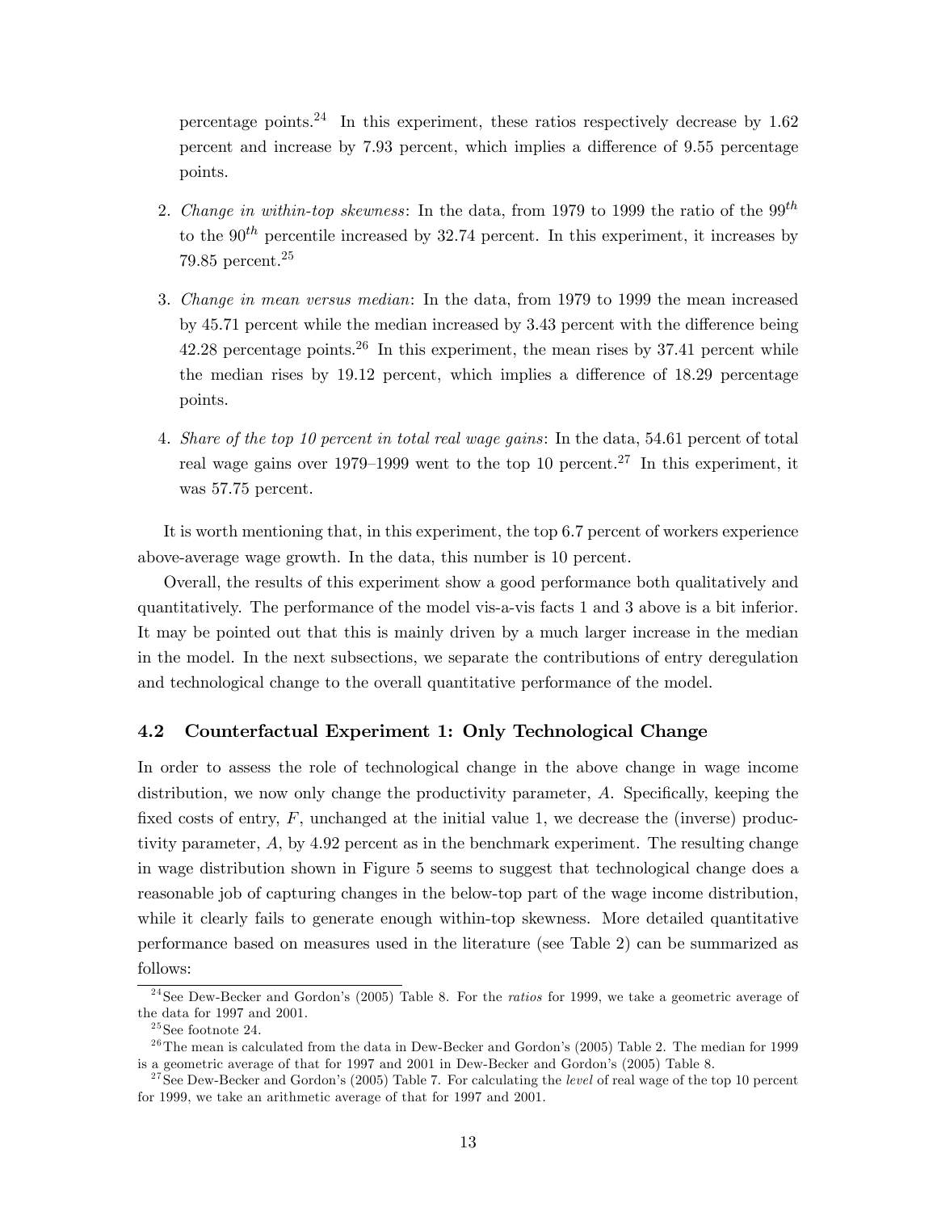percentage points.[24] In this experiment, these ratios respectively decrease by 1.62 percent and increase by 7.93 percent, which implies a difference of 9.55 percentage points.

2. *Change in within-top skewness*: In the data, from 1979 to 1999 the ratio of the $99^{th}$ to the $90^{th}$ percentile increased by 32.74 percent. In this experiment, it increases by 79.85 percent.[25]

3. *Change in mean versus median*: In the data, from 1979 to 1999 the mean increased by 45.71 percent while the median increased by 3.43 percent with the difference being 42.28 percentage points.[26] In this experiment, the mean rises by 37.41 percent while the median rises by 19.12 percent, which implies a difference of 18.29 percentage points.

4. *Share of the top 10 percent in total real wage gains*: In the data, 54.61 percent of total real wage gains over 1979–1999 went to the top 10 percent.[27] In this experiment, it was 57.75 percent.

It is worth mentioning that, in this experiment, the top 6.7 percent of workers experience above-average wage growth. In the data, this number is 10 percent.

Overall, the results of this experiment show a good performance both qualitatively and quantitatively. The performance of the model vis-a-vis facts 1 and 3 above is a bit inferior. It may be pointed out that this is mainly driven by a much larger increase in the median in the model. In the next subsections, we separate the contributions of entry deregulation and technological change to the overall quantitative performance of the model.

### 4.2 Counterfactual Experiment 1: Only Technological Change

In order to assess the role of technological change in the above change in wage income distribution, we now only change the productivity parameter, $A$. Specifically, keeping the fixed costs of entry, $F$, unchanged at the initial value 1, we decrease the (inverse) productivity parameter, $A$, by 4.92 percent as in the benchmark experiment. The resulting change in wage distribution shown in Figure 5 seems to suggest that technological change does a reasonable job of capturing changes in the below-top part of the wage income distribution, while it clearly fails to generate enough within-top skewness. More detailed quantitative performance based on measures used in the literature (see Table 2) can be summarized as follows:

---

[24] See Dew-Becker and Gordon's (2005) Table 8. For the *ratios* for 1999, we take a geometric average of the data for 1997 and 2001.

[25] See footnote 24.

[26] The mean is calculated from the data in Dew-Becker and Gordon's (2005) Table 2. The median for 1999 is a geometric average of that for 1997 and 2001 in Dew-Becker and Gordon's (2005) Table 8.

[27] See Dew-Becker and Gordon's (2005) Table 7. For calculating the *level* of real wage of the top 10 percent for 1999, we take an arithmetic average of that for 1997 and 2001.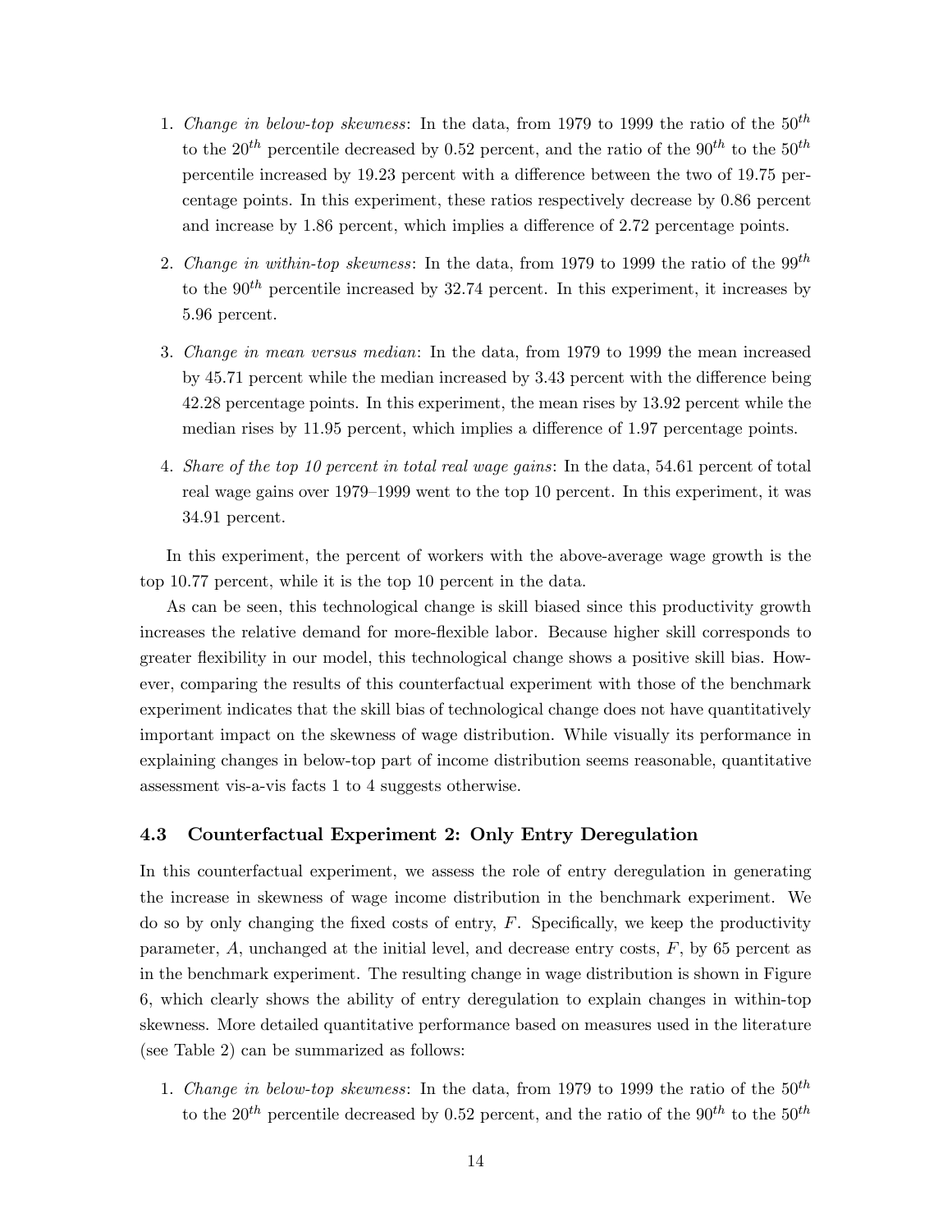1. *Change in below-top skewness*: In the data, from 1979 to 1999 the ratio of the $50^{th}$ to the $20^{th}$ percentile decreased by 0.52 percent, and the ratio of the $90^{th}$ to the $50^{th}$ percentile increased by 19.23 percent with a difference between the two of 19.75 percentage points. In this experiment, these ratios respectively decrease by 0.86 percent and increase by 1.86 percent, which implies a difference of 2.72 percentage points.

2. *Change in within-top skewness*: In the data, from 1979 to 1999 the ratio of the $99^{th}$ to the $90^{th}$ percentile increased by 32.74 percent. In this experiment, it increases by 5.96 percent.

3. *Change in mean versus median*: In the data, from 1979 to 1999 the mean increased by 45.71 percent while the median increased by 3.43 percent with the difference being 42.28 percentage points. In this experiment, the mean rises by 13.92 percent while the median rises by 11.95 percent, which implies a difference of 1.97 percentage points.

4. *Share of the top 10 percent in total real wage gains*: In the data, 54.61 percent of total real wage gains over 1979–1999 went to the top 10 percent. In this experiment, it was 34.91 percent.

In this experiment, the percent of workers with the above-average wage growth is the top 10.77 percent, while it is the top 10 percent in the data.

As can be seen, this technological change is skill biased since this productivity growth increases the relative demand for more-flexible labor. Because higher skill corresponds to greater flexibility in our model, this technological change shows a positive skill bias. However, comparing the results of this counterfactual experiment with those of the benchmark experiment indicates that the skill bias of technological change does not have quantitatively important impact on the skewness of wage distribution. While visually its performance in explaining changes in below-top part of income distribution seems reasonable, quantitative assessment vis-a-vis facts 1 to 4 suggests otherwise.

### 4.3 Counterfactual Experiment 2: Only Entry Deregulation

In this counterfactual experiment, we assess the role of entry deregulation in generating the increase in skewness of wage income distribution in the benchmark experiment. We do so by only changing the fixed costs of entry, $F$. Specifically, we keep the productivity parameter, $A$, unchanged at the initial level, and decrease entry costs, $F$, by 65 percent as in the benchmark experiment. The resulting change in wage distribution is shown in Figure 6, which clearly shows the ability of entry deregulation to explain changes in within-top skewness. More detailed quantitative performance based on measures used in the literature (see Table 2) can be summarized as follows:

1. *Change in below-top skewness*: In the data, from 1979 to 1999 the ratio of the $50^{th}$ to the $20^{th}$ percentile decreased by 0.52 percent, and the ratio of the $90^{th}$ to the $50^{th}$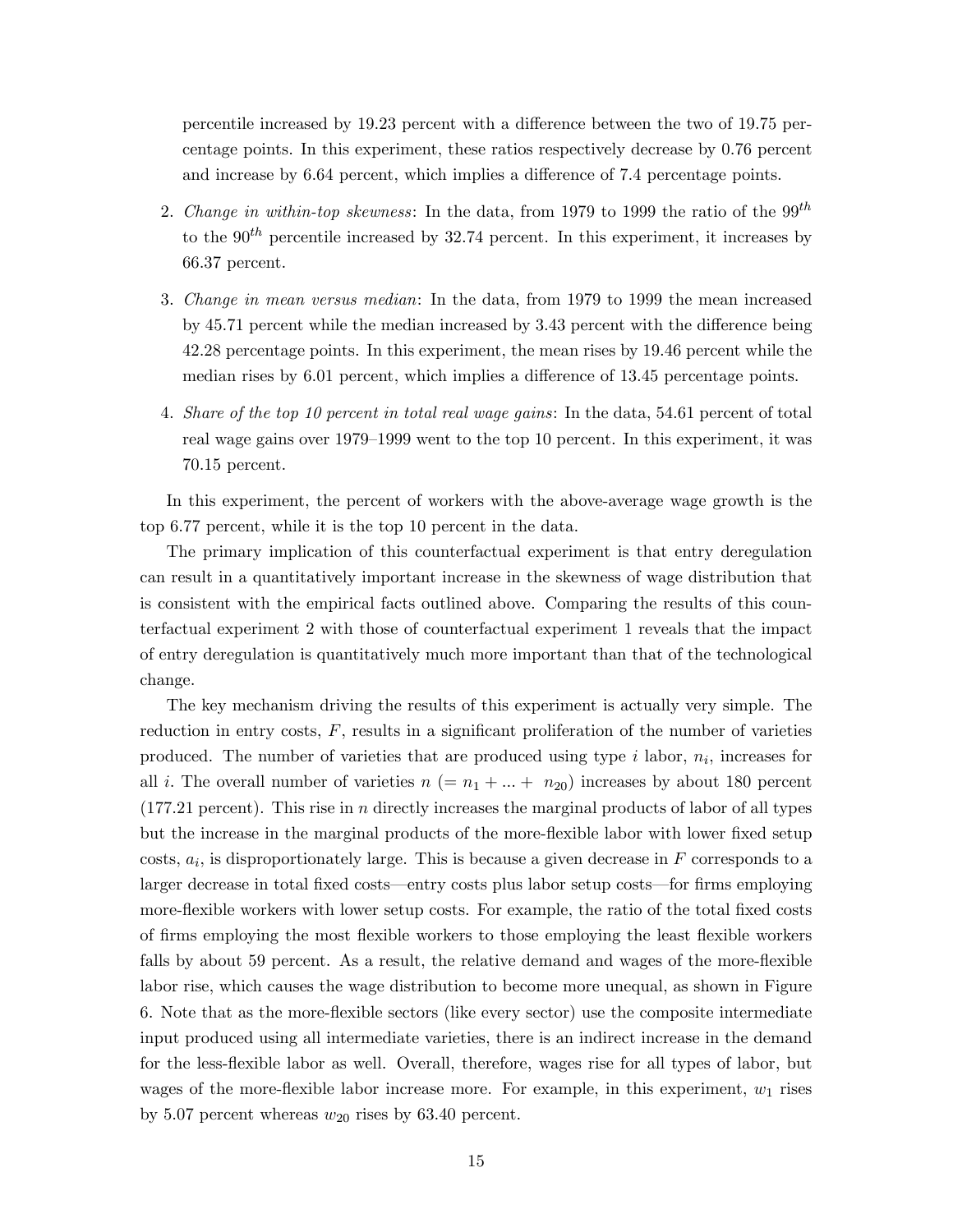percentile increased by 19.23 percent with a difference between the two of 19.75 percentage points. In this experiment, these ratios respectively decrease by 0.76 percent and increase by 6.64 percent, which implies a difference of 7.4 percentage points.

2. *Change in within-top skewness*: In the data, from 1979 to 1999 the ratio of the $99^{th}$ to the $90^{th}$ percentile increased by 32.74 percent. In this experiment, it increases by 66.37 percent.

3. *Change in mean versus median*: In the data, from 1979 to 1999 the mean increased by 45.71 percent while the median increased by 3.43 percent with the difference being 42.28 percentage points. In this experiment, the mean rises by 19.46 percent while the median rises by 6.01 percent, which implies a difference of 13.45 percentage points.

4. *Share of the top 10 percent in total real wage gains*: In the data, 54.61 percent of total real wage gains over 1979–1999 went to the top 10 percent. In this experiment, it was 70.15 percent.

In this experiment, the percent of workers with the above-average wage growth is the top 6.77 percent, while it is the top 10 percent in the data.

The primary implication of this counterfactual experiment is that entry deregulation can result in a quantitatively important increase in the skewness of wage distribution that is consistent with the empirical facts outlined above. Comparing the results of this counterfactual experiment 2 with those of counterfactual experiment 1 reveals that the impact of entry deregulation is quantitatively much more important than that of the technological change.

The key mechanism driving the results of this experiment is actually very simple. The reduction in entry costs, $F$, results in a significant proliferation of the number of varieties produced. The number of varieties that are produced using type $i$ labor, $n_i$, increases for all $i$. The overall number of varieties $n$ $(= n_1 + ... + n_{20})$ increases by about 180 percent (177.21 percent). This rise in $n$ directly increases the marginal products of labor of all types but the increase in the marginal products of the more-flexible labor with lower fixed setup costs, $a_i$, is disproportionately large. This is because a given decrease in $F$ corresponds to a larger decrease in total fixed costs—entry costs plus labor setup costs—for firms employing more-flexible workers with lower setup costs. For example, the ratio of the total fixed costs of firms employing the most flexible workers to those employing the least flexible workers falls by about 59 percent. As a result, the relative demand and wages of the more-flexible labor rise, which causes the wage distribution to become more unequal, as shown in Figure 6. Note that as the more-flexible sectors (like every sector) use the composite intermediate input produced using all intermediate varieties, there is an indirect increase in the demand for the less-flexible labor as well. Overall, therefore, wages rise for all types of labor, but wages of the more-flexible labor increase more. For example, in this experiment, $w_1$ rises by 5.07 percent whereas $w_{20}$ rises by 63.40 percent.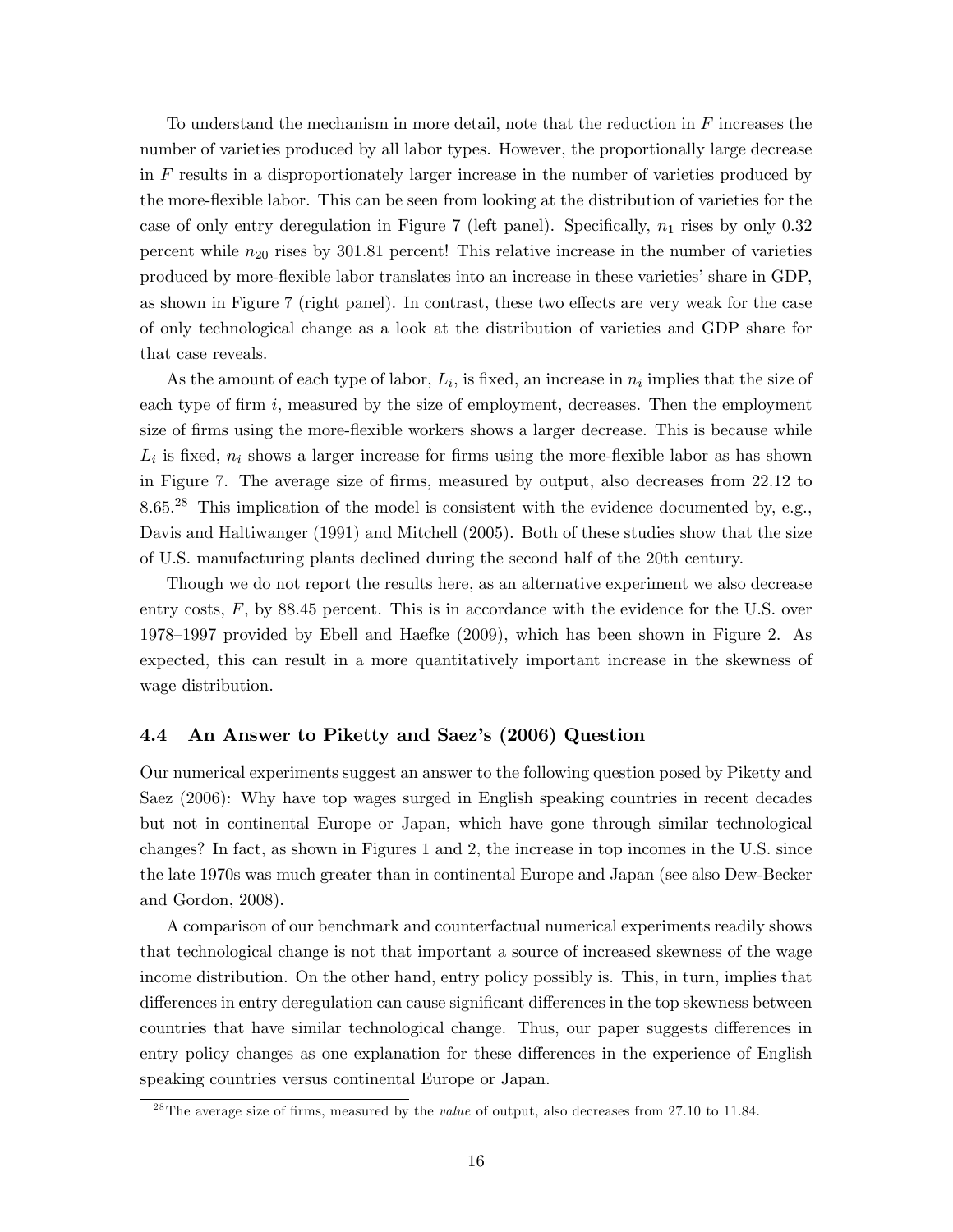To understand the mechanism in more detail, note that the reduction in $F$ increases the number of varieties produced by all labor types. However, the proportionally large decrease in $F$ results in a disproportionately larger increase in the number of varieties produced by the more-flexible labor. This can be seen from looking at the distribution of varieties for the case of only entry deregulation in Figure 7 (left panel). Specifically, $n_1$ rises by only 0.32 percent while $n_{20}$ rises by 301.81 percent! This relative increase in the number of varieties produced by more-flexible labor translates into an increase in these varieties' share in GDP, as shown in Figure 7 (right panel). In contrast, these two effects are very weak for the case of only technological change as a look at the distribution of varieties and GDP share for that case reveals.

As the amount of each type of labor, $L_i$, is fixed, an increase in $n_i$ implies that the size of each type of firm $i$, measured by the size of employment, decreases. Then the employment size of firms using the more-flexible workers shows a larger decrease. This is because while $L_i$ is fixed, $n_i$ shows a larger increase for firms using the more-flexible labor as has shown in Figure 7. The average size of firms, measured by output, also decreases from 22.12 to 8.65.[28] This implication of the model is consistent with the evidence documented by, e.g., Davis and Haltiwanger (1991) and Mitchell (2005). Both of these studies show that the size of U.S. manufacturing plants declined during the second half of the 20th century.

Though we do not report the results here, as an alternative experiment we also decrease entry costs, $F$, by 88.45 percent. This is in accordance with the evidence for the U.S. over 1978–1997 provided by Ebell and Haefke (2009), which has been shown in Figure 2. As expected, this can result in a more quantitatively important increase in the skewness of wage distribution.

### 4.4 An Answer to Piketty and Saez's (2006) Question

Our numerical experiments suggest an answer to the following question posed by Piketty and Saez (2006): Why have top wages surged in English speaking countries in recent decades but not in continental Europe or Japan, which have gone through similar technological changes? In fact, as shown in Figures 1 and 2, the increase in top incomes in the U.S. since the late 1970s was much greater than in continental Europe and Japan (see also Dew-Becker and Gordon, 2008).

A comparison of our benchmark and counterfactual numerical experiments readily shows that technological change is not that important a source of increased skewness of the wage income distribution. On the other hand, entry policy possibly is. This, in turn, implies that differences in entry deregulation can cause significant differences in the top skewness between countries that have similar technological change. Thus, our paper suggests differences in entry policy changes as one explanation for these differences in the experience of English speaking countries versus continental Europe or Japan.

[28] The average size of firms, measured by the *value* of output, also decreases from 27.10 to 11.84.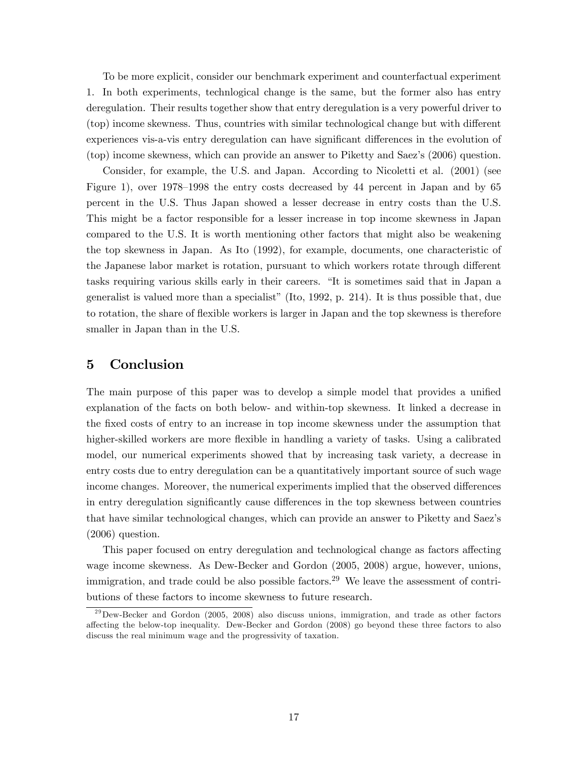To be more explicit, consider our benchmark experiment and counterfactual experiment 1. In both experiments, technlogical change is the same, but the former also has entry deregulation. Their results together show that entry deregulation is a very powerful driver to (top) income skewness. Thus, countries with similar technological change but with different experiences vis-a-vis entry deregulation can have significant differences in the evolution of (top) income skewness, which can provide an answer to Piketty and Saez's (2006) question.

Consider, for example, the U.S. and Japan. According to Nicoletti et al. (2001) (see Figure 1), over 1978–1998 the entry costs decreased by 44 percent in Japan and by 65 percent in the U.S. Thus Japan showed a lesser decrease in entry costs than the U.S. This might be a factor responsible for a lesser increase in top income skewness in Japan compared to the U.S. It is worth mentioning other factors that might also be weakening the top skewness in Japan. As Ito (1992), for example, documents, one characteristic of the Japanese labor market is rotation, pursuant to which workers rotate through different tasks requiring various skills early in their careers. "It is sometimes said that in Japan a generalist is valued more than a specialist" (Ito, 1992, p. 214). It is thus possible that, due to rotation, the share of flexible workers is larger in Japan and the top skewness is therefore smaller in Japan than in the U.S.

# 5 Conclusion

The main purpose of this paper was to develop a simple model that provides a unified explanation of the facts on both below- and within-top skewness. It linked a decrease in the fixed costs of entry to an increase in top income skewness under the assumption that higher-skilled workers are more flexible in handling a variety of tasks. Using a calibrated model, our numerical experiments showed that by increasing task variety, a decrease in entry costs due to entry deregulation can be a quantitatively important source of such wage income changes. Moreover, the numerical experiments implied that the observed differences in entry deregulation significantly cause differences in the top skewness between countries that have similar technological changes, which can provide an answer to Piketty and Saez's (2006) question.

This paper focused on entry deregulation and technological change as factors affecting wage income skewness. As Dew-Becker and Gordon (2005, 2008) argue, however, unions, immigration, and trade could be also possible factors.[29] We leave the assessment of contributions of these factors to income skewness to future research.

[29] Dew-Becker and Gordon (2005, 2008) also discuss unions, immigration, and trade as other factors affecting the below-top inequality. Dew-Becker and Gordon (2008) go beyond these three factors to also discuss the real minimum wage and the progressivity of taxation.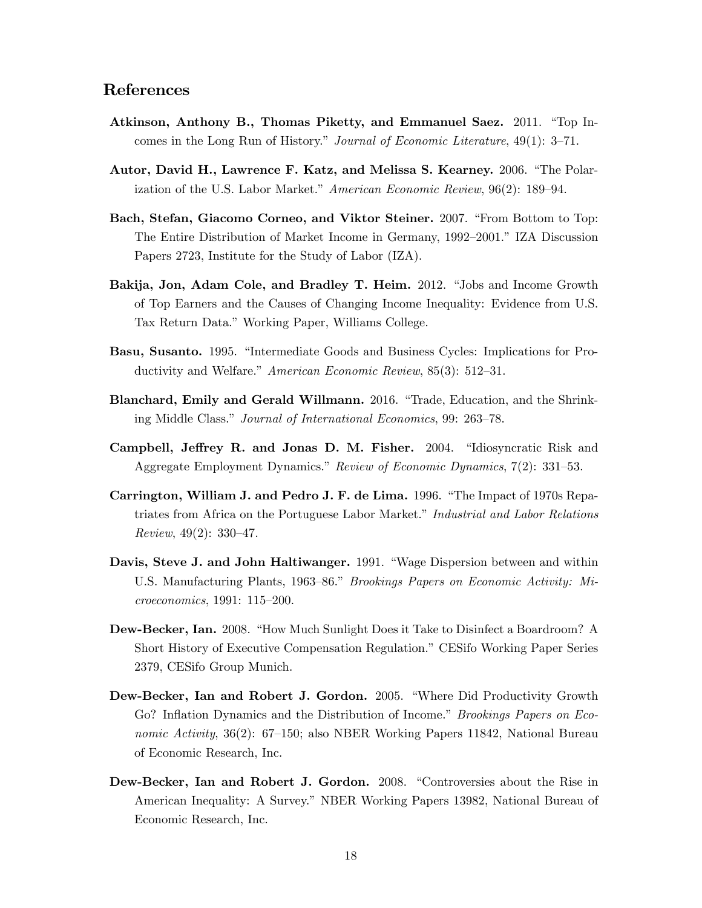## References

**Atkinson, Anthony B., Thomas Piketty, and Emmanuel Saez.** 2011. "Top Incomes in the Long Run of History." *Journal of Economic Literature*, 49(1): 3–71.

**Autor, David H., Lawrence F. Katz, and Melissa S. Kearney.** 2006. "The Polarization of the U.S. Labor Market." *American Economic Review*, 96(2): 189–94.

**Bach, Stefan, Giacomo Corneo, and Viktor Steiner.** 2007. "From Bottom to Top: The Entire Distribution of Market Income in Germany, 1992–2001." IZA Discussion Papers 2723, Institute for the Study of Labor (IZA).

**Bakija, Jon, Adam Cole, and Bradley T. Heim.** 2012. "Jobs and Income Growth of Top Earners and the Causes of Changing Income Inequality: Evidence from U.S. Tax Return Data." Working Paper, Williams College.

**Basu, Susanto.** 1995. "Intermediate Goods and Business Cycles: Implications for Productivity and Welfare." *American Economic Review*, 85(3): 512–31.

**Blanchard, Emily and Gerald Willmann.** 2016. "Trade, Education, and the Shrinking Middle Class." *Journal of International Economics*, 99: 263–78.

**Campbell, Jeffrey R. and Jonas D. M. Fisher.** 2004. "Idiosyncratic Risk and Aggregate Employment Dynamics." *Review of Economic Dynamics*, 7(2): 331–53.

**Carrington, William J. and Pedro J. F. de Lima.** 1996. "The Impact of 1970s Repatriates from Africa on the Portuguese Labor Market." *Industrial and Labor Relations Review*, 49(2): 330–47.

**Davis, Steve J. and John Haltiwanger.** 1991. "Wage Dispersion between and within U.S. Manufacturing Plants, 1963–86." *Brookings Papers on Economic Activity: Microeconomics*, 1991: 115–200.

**Dew-Becker, Ian.** 2008. "How Much Sunlight Does it Take to Disinfect a Boardroom? A Short History of Executive Compensation Regulation." CESifo Working Paper Series 2379, CESifo Group Munich.

**Dew-Becker, Ian and Robert J. Gordon.** 2005. "Where Did Productivity Growth Go? Inflation Dynamics and the Distribution of Income." *Brookings Papers on Economic Activity*, 36(2): 67–150; also NBER Working Papers 11842, National Bureau of Economic Research, Inc.

**Dew-Becker, Ian and Robert J. Gordon.** 2008. "Controversies about the Rise in American Inequality: A Survey." NBER Working Papers 13982, National Bureau of Economic Research, Inc.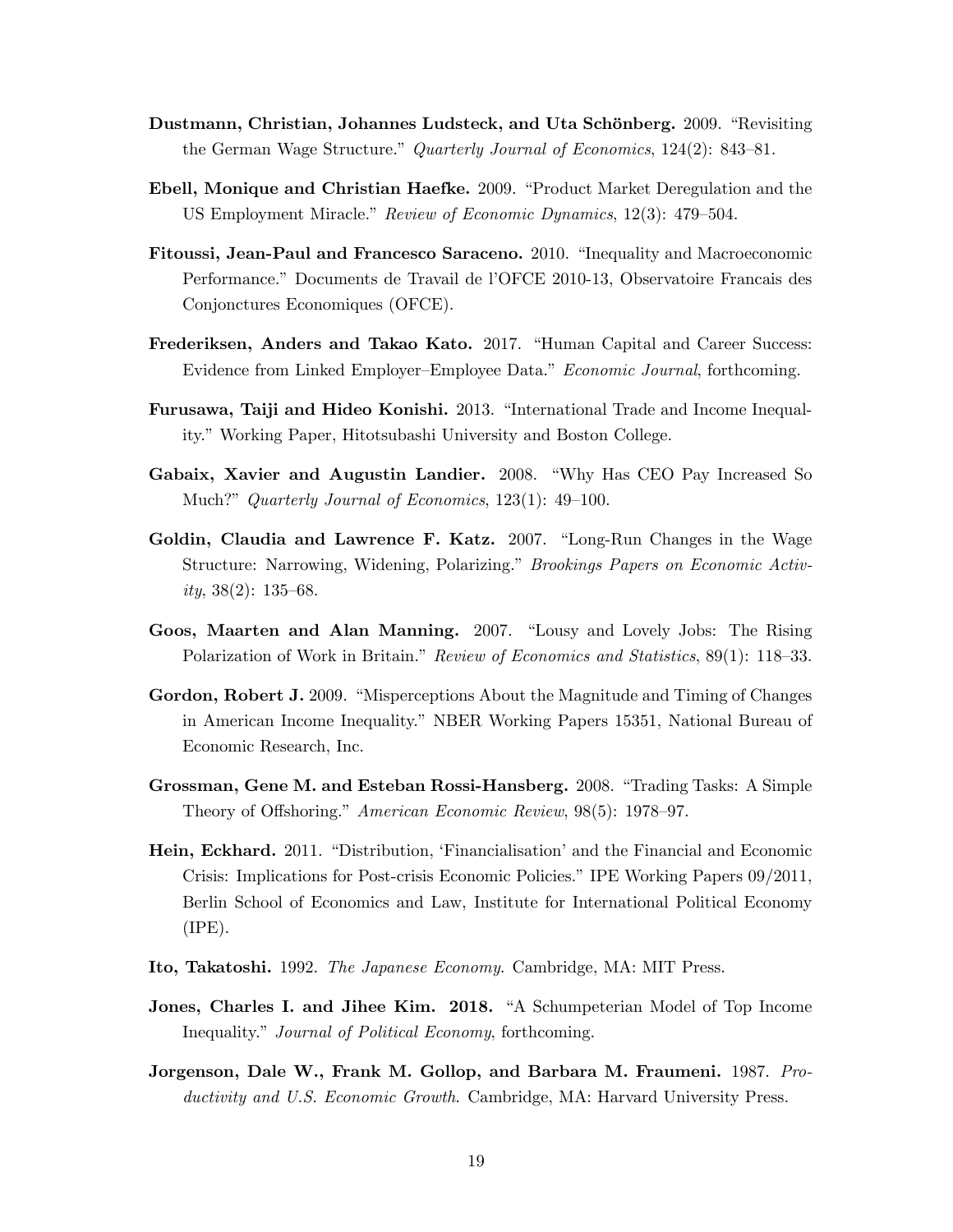**Dustmann, Christian, Johannes Ludsteck, and Uta Schönberg.** 2009. "Revisiting the German Wage Structure." *Quarterly Journal of Economics*, 124(2): 843–81.

**Ebell, Monique and Christian Haefke.** 2009. "Product Market Deregulation and the US Employment Miracle." *Review of Economic Dynamics*, 12(3): 479–504.

**Fitoussi, Jean-Paul and Francesco Saraceno.** 2010. "Inequality and Macroeconomic Performance." Documents de Travail de l'OFCE 2010-13, Observatoire Francais des Conjonctures Economiques (OFCE).

**Frederiksen, Anders and Takao Kato.** 2017. "Human Capital and Career Success: Evidence from Linked Employer–Employee Data." *Economic Journal*, forthcoming.

**Furusawa, Taiji and Hideo Konishi.** 2013. "International Trade and Income Inequality." Working Paper, Hitotsubashi University and Boston College.

**Gabaix, Xavier and Augustin Landier.** 2008. "Why Has CEO Pay Increased So Much?" *Quarterly Journal of Economics*, 123(1): 49–100.

**Goldin, Claudia and Lawrence F. Katz.** 2007. "Long-Run Changes in the Wage Structure: Narrowing, Widening, Polarizing." *Brookings Papers on Economic Activity*, 38(2): 135–68.

**Goos, Maarten and Alan Manning.** 2007. "Lousy and Lovely Jobs: The Rising Polarization of Work in Britain." *Review of Economics and Statistics*, 89(1): 118–33.

**Gordon, Robert J.** 2009. "Misperceptions About the Magnitude and Timing of Changes in American Income Inequality." NBER Working Papers 15351, National Bureau of Economic Research, Inc.

**Grossman, Gene M. and Esteban Rossi-Hansberg.** 2008. "Trading Tasks: A Simple Theory of Offshoring." *American Economic Review*, 98(5): 1978–97.

**Hein, Eckhard.** 2011. "Distribution, 'Financialisation' and the Financial and Economic Crisis: Implications for Post-crisis Economic Policies." IPE Working Papers 09/2011, Berlin School of Economics and Law, Institute for International Political Economy (IPE).

**Ito, Takatoshi.** 1992. *The Japanese Economy.* Cambridge, MA: MIT Press.

**Jones, Charles I. and Jihee Kim. 2018.** "A Schumpeterian Model of Top Income Inequality." *Journal of Political Economy*, forthcoming.

**Jorgenson, Dale W., Frank M. Gollop, and Barbara M. Fraumeni.** 1987. *Productivity and U.S. Economic Growth.* Cambridge, MA: Harvard University Press.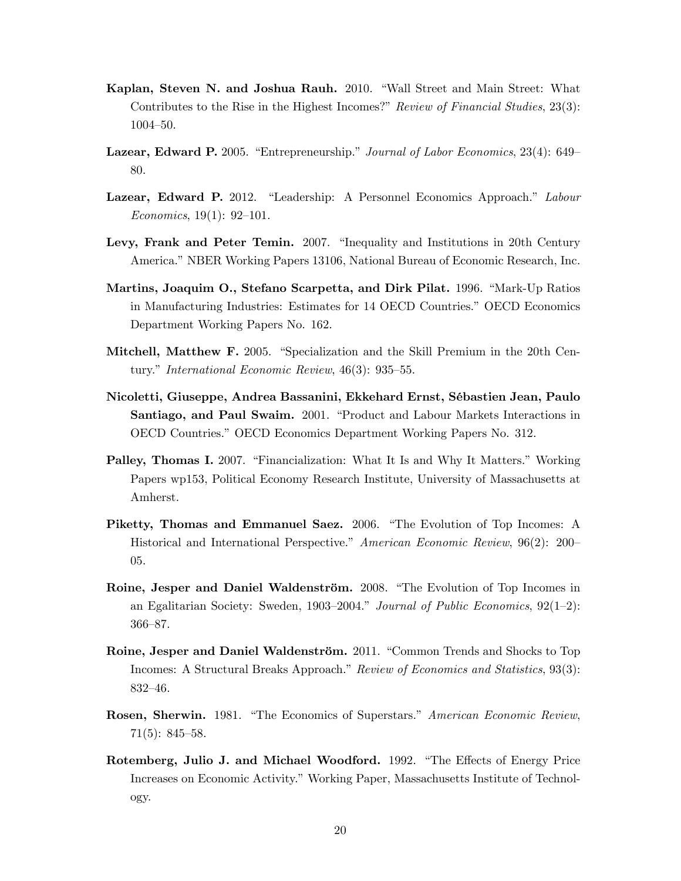**Kaplan, Steven N. and Joshua Rauh.** 2010. "Wall Street and Main Street: What Contributes to the Rise in the Highest Incomes?" *Review of Financial Studies*, 23(3): 1004–50.

**Lazear, Edward P.** 2005. "Entrepreneurship." *Journal of Labor Economics*, 23(4): 649–80.

**Lazear, Edward P.** 2012. "Leadership: A Personnel Economics Approach." *Labour Economics*, 19(1): 92–101.

**Levy, Frank and Peter Temin.** 2007. "Inequality and Institutions in 20th Century America." NBER Working Papers 13106, National Bureau of Economic Research, Inc.

**Martins, Joaquim O., Stefano Scarpetta, and Dirk Pilat.** 1996. "Mark-Up Ratios in Manufacturing Industries: Estimates for 14 OECD Countries." OECD Economics Department Working Papers No. 162.

**Mitchell, Matthew F.** 2005. "Specialization and the Skill Premium in the 20th Century." *International Economic Review*, 46(3): 935–55.

**Nicoletti, Giuseppe, Andrea Bassanini, Ekkehard Ernst, Sébastien Jean, Paulo Santiago, and Paul Swaim.** 2001. "Product and Labour Markets Interactions in OECD Countries." OECD Economics Department Working Papers No. 312.

**Palley, Thomas I.** 2007. "Financialization: What It Is and Why It Matters." Working Papers wp153, Political Economy Research Institute, University of Massachusetts at Amherst.

**Piketty, Thomas and Emmanuel Saez.** 2006. "The Evolution of Top Incomes: A Historical and International Perspective." *American Economic Review*, 96(2): 200–05.

**Roine, Jesper and Daniel Waldenström.** 2008. "The Evolution of Top Incomes in an Egalitarian Society: Sweden, 1903–2004." *Journal of Public Economics*, 92(1–2): 366–87.

**Roine, Jesper and Daniel Waldenström.** 2011. "Common Trends and Shocks to Top Incomes: A Structural Breaks Approach." *Review of Economics and Statistics*, 93(3): 832–46.

**Rosen, Sherwin.** 1981. "The Economics of Superstars." *American Economic Review*, 71(5): 845–58.

**Rotemberg, Julio J. and Michael Woodford.** 1992. "The Effects of Energy Price Increases on Economic Activity." Working Paper, Massachusetts Institute of Technology.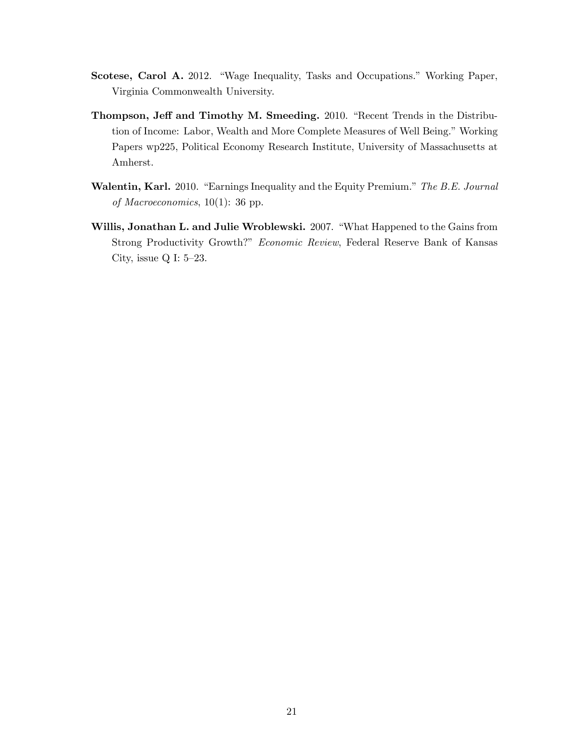**Scotese, Carol A.** 2012. "Wage Inequality, Tasks and Occupations." Working Paper, Virginia Commonwealth University.

**Thompson, Jeff and Timothy M. Smeeding.** 2010. "Recent Trends in the Distribution of Income: Labor, Wealth and More Complete Measures of Well Being." Working Papers wp225, Political Economy Research Institute, University of Massachusetts at Amherst.

**Walentin, Karl.** 2010. "Earnings Inequality and the Equity Premium." *The B.E. Journal of Macroeconomics*, 10(1): 36 pp.

**Willis, Jonathan L. and Julie Wroblewski.** 2007. "What Happened to the Gains from Strong Productivity Growth?" *Economic Review*, Federal Reserve Bank of Kansas City, issue Q I: 5–23.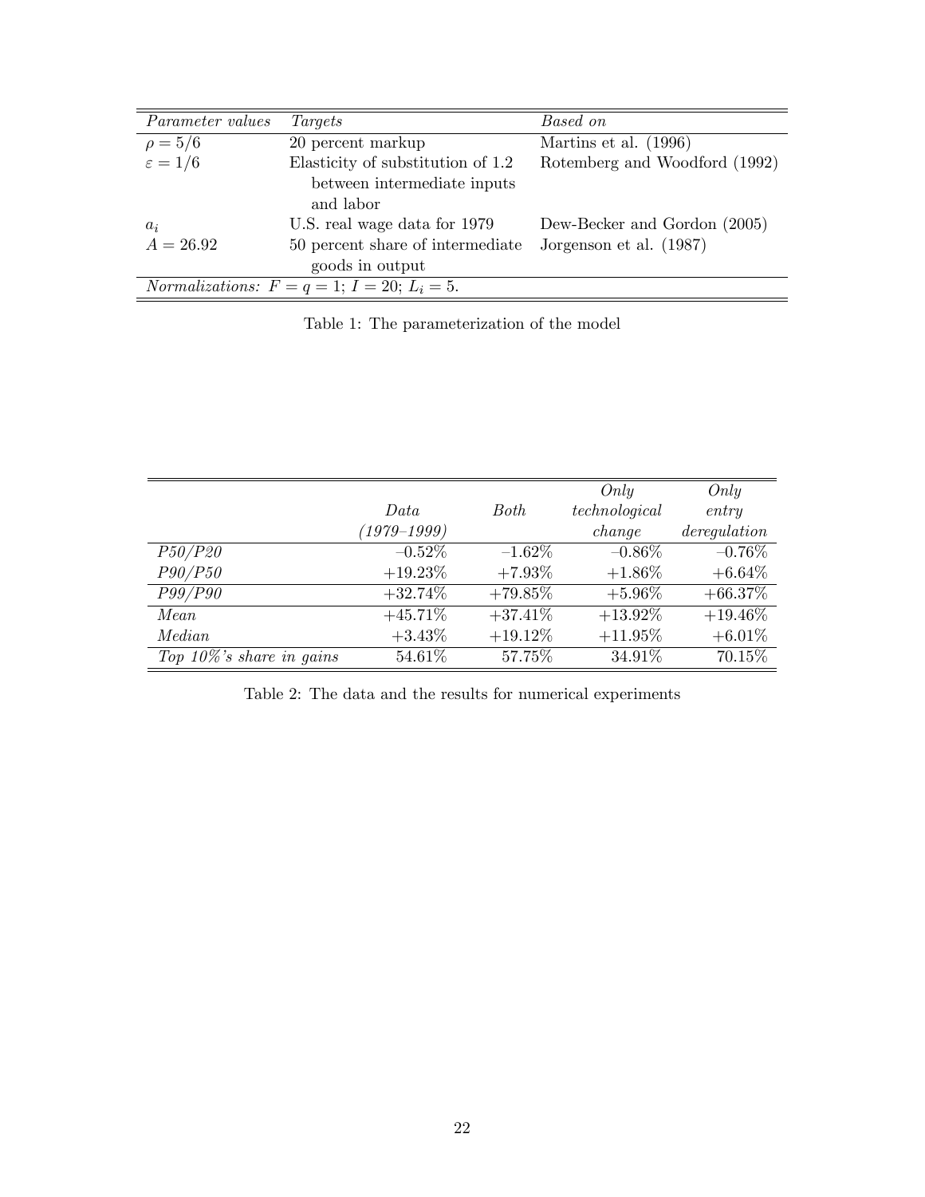| *Parameter values* | *Targets* | *Based on* |
|---|---|---|
| $\rho = 5/6$ | 20 percent markup | Martins et al. (1996) |
| $\varepsilon = 1/6$ | Elasticity of substitution of 1.2 between intermediate inputs and labor | Rotemberg and Woodford (1992) |
| $a_i$ | U.S. real wage data for 1979 | Dew-Becker and Gordon (2005) |
| $A = 26.92$ | 50 percent share of intermediate goods in output | Jorgenson et al. (1987) |
| *Normalizations:* $F = q = 1$; $I = 20$; $L_i = 5$. | | |

Table 1: The parameterization of the model

| | *Data (1979–1999)* | *Both* | *Only technological change* | *Only entry deregulation* |
|---|---|---|---|---|
| *P50/P20* | –0.52% | –1.62% | –0.86% | –0.76% |
| *P90/P50* | +19.23% | +7.93% | +1.86% | +6.64% |
| *P99/P90* | +32.74% | +79.85% | +5.96% | +66.37% |
| *Mean* | +45.71% | +37.41% | +13.92% | +19.46% |
| *Median* | +3.43% | +19.12% | +11.95% | +6.01% |
| *Top 10%'s share in gains* | 54.61% | 57.75% | 34.91% | 70.15% |

Table 2: The data and the results for numerical experiments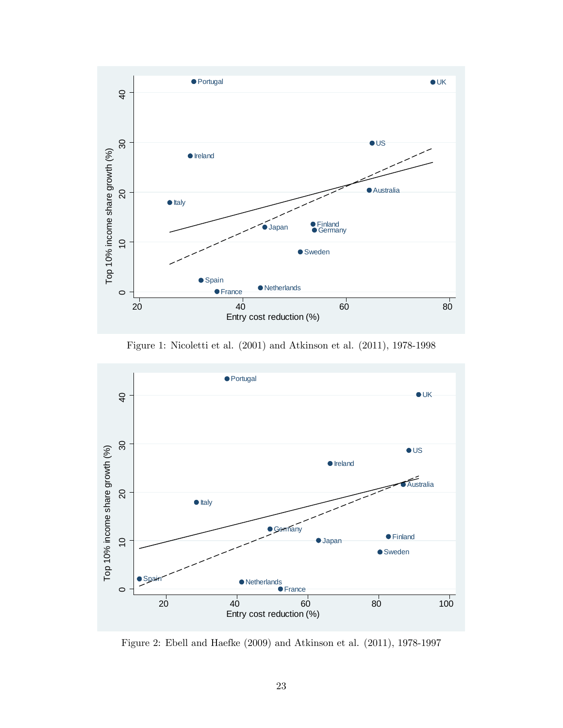Figure 1: Nicoletti et al. (2001) and Atkinson et al. (2011), 1978-1998

Figure 2: Ebell and Haefke (2009) and Atkinson et al. (2011), 1978-1997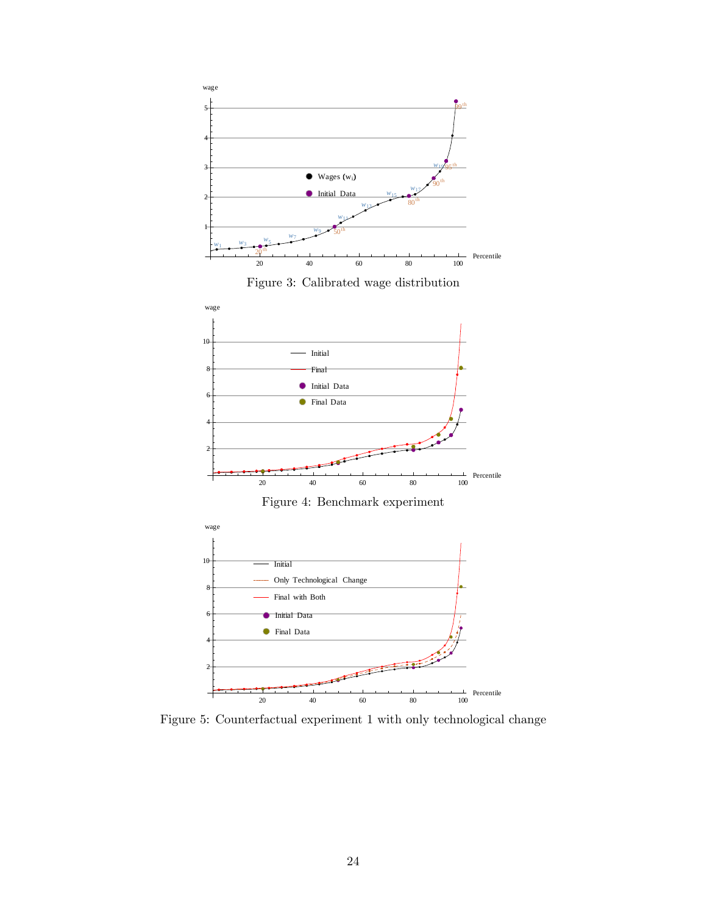Figure 3: Calibrated wage distribution

Figure 4: Benchmark experiment

Figure 5: Counterfactual experiment 1 with only technological change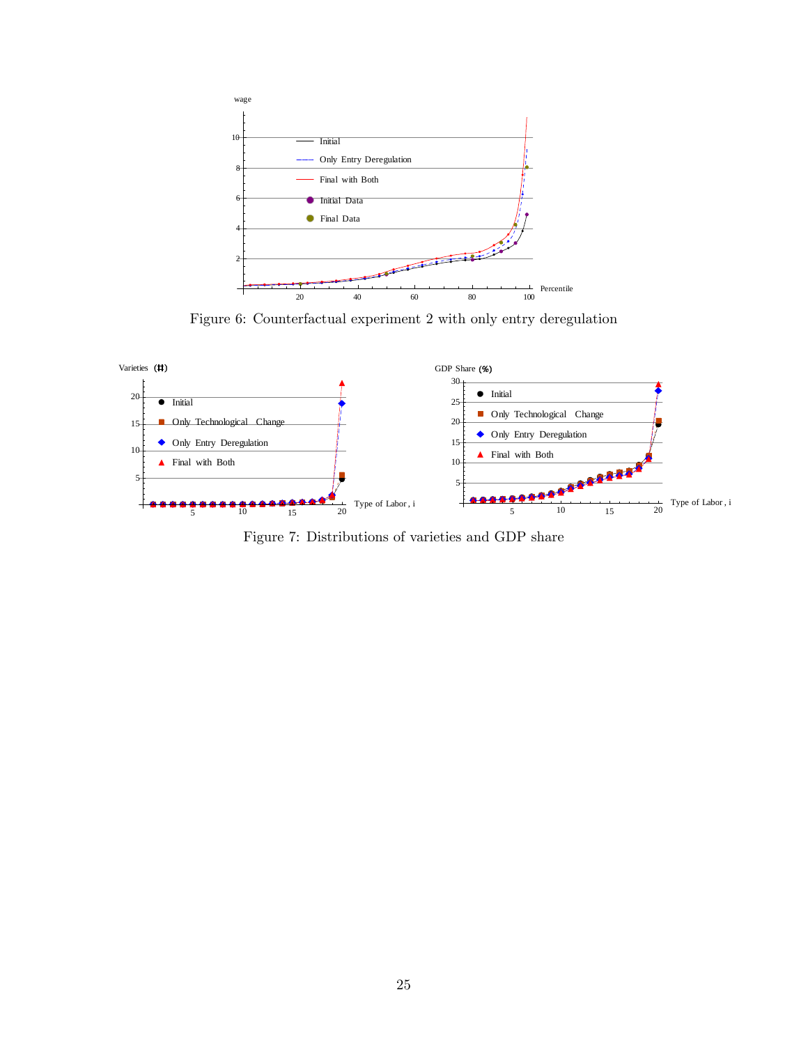wage

10

8

6

4

2

20 40 60 80 100

Percentile

Initial

Only Entry Deregulation

Final with Both

Initial Data

Final Data

Figure 6: Counterfactual experiment 2 with only entry deregulation

Varieties (#)

20

15

10

5

5 10 15 20

Type of Labor, i

Initial

Only Technological Change

Only Entry Deregulation

Final with Both

GDP Share (%)

30

25

20

15

10

5

5 10 15 20

Type of Labor, i

Initial

Only Technological Change

Only Entry Deregulation

Final with Both

Figure 7: Distributions of varieties and GDP share